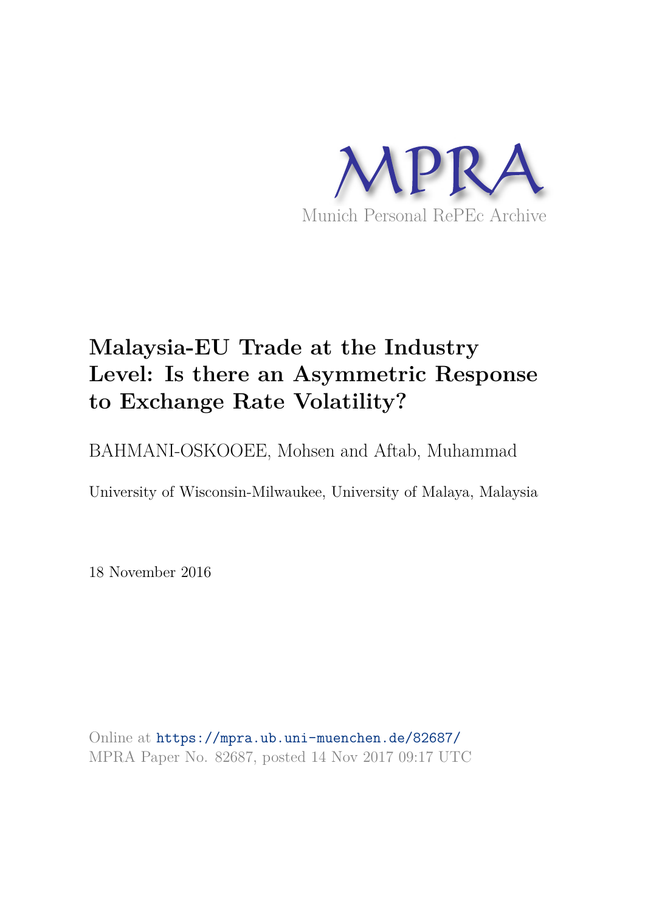MPRA

Munich Personal RePEc Archive

# Malaysia-EU Trade at the Industry Level: Is there an Asymmetric Response to Exchange Rate Volatility?

BAHMANI-OSKOOEE, Mohsen and Aftab, Muhammad

University of Wisconsin-Milwaukee, University of Malaya, Malaysia

18 November 2016

Online at https://mpra.ub.uni-muenchen.de/82687/
MPRA Paper No. 82687, posted 14 Nov 2017 09:17 UTC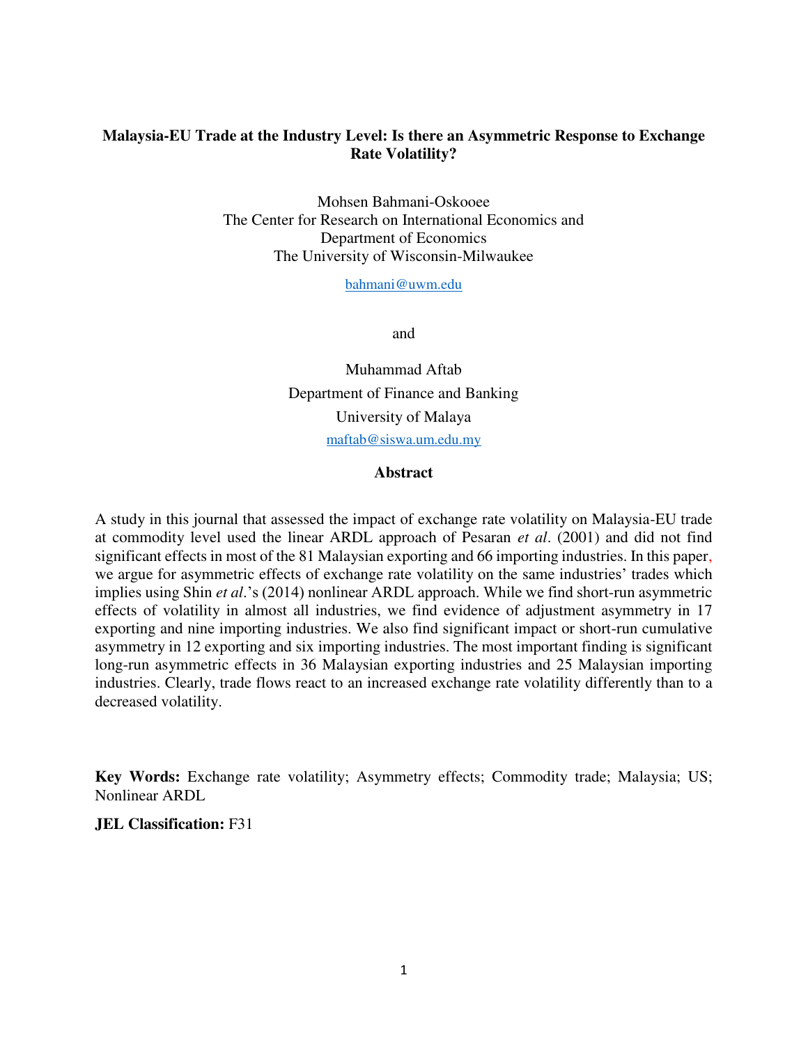**Malaysia-EU Trade at the Industry Level: Is there an Asymmetric Response to Exchange Rate Volatility?**

Mohsen Bahmani-Oskooee
The Center for Research on International Economics and
Department of Economics
The University of Wisconsin-Milwaukee

bahmani@uwm.edu

and

Muhammad Aftab
Department of Finance and Banking
University of Malaya
maftab@siswa.um.edu.my

**Abstract**

A study in this journal that assessed the impact of exchange rate volatility on Malaysia-EU trade at commodity level used the linear ARDL approach of Pesaran *et al*. (2001) and did not find significant effects in most of the 81 Malaysian exporting and 66 importing industries. In this paper, we argue for asymmetric effects of exchange rate volatility on the same industries' trades which implies using Shin *et al*.'s (2014) nonlinear ARDL approach. While we find short-run asymmetric effects of volatility in almost all industries, we find evidence of adjustment asymmetry in 17 exporting and nine importing industries. We also find significant impact or short-run cumulative asymmetry in 12 exporting and six importing industries. The most important finding is significant long-run asymmetric effects in 36 Malaysian exporting industries and 25 Malaysian importing industries. Clearly, trade flows react to an increased exchange rate volatility differently than to a decreased volatility.

**Key Words:** Exchange rate volatility; Asymmetry effects; Commodity trade; Malaysia; US; Nonlinear ARDL

**JEL Classification:** F31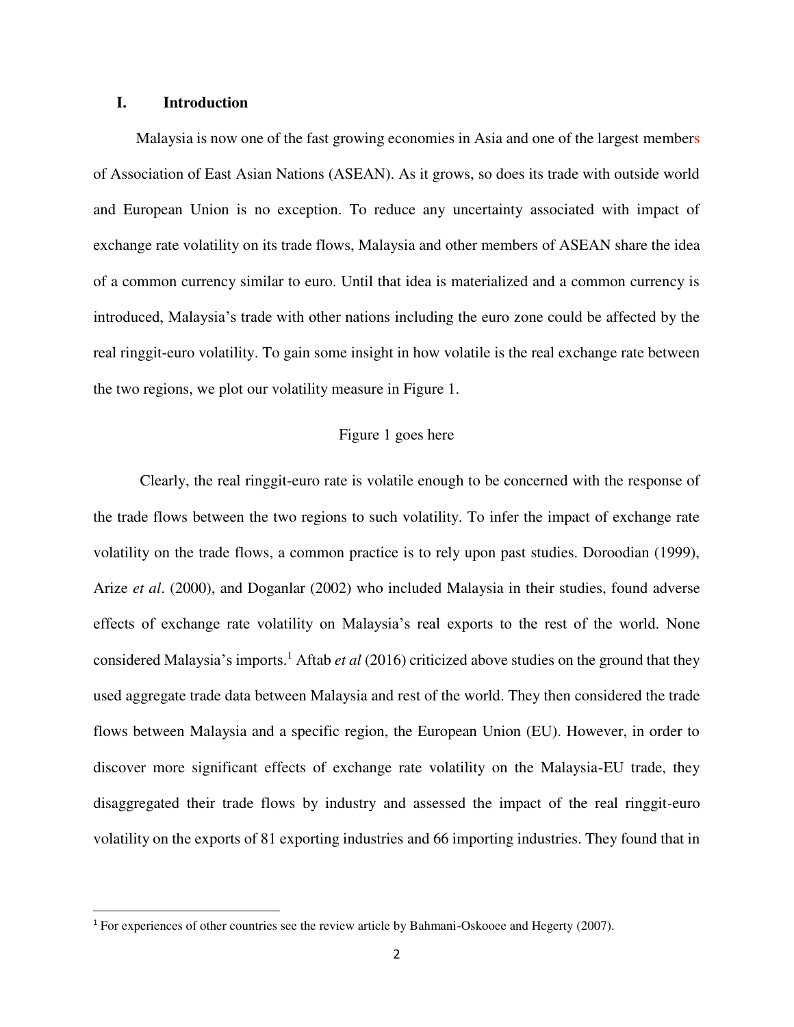## I. Introduction

Malaysia is now one of the fast growing economies in Asia and one of the largest members of Association of East Asian Nations (ASEAN). As it grows, so does its trade with outside world and European Union is no exception. To reduce any uncertainty associated with impact of exchange rate volatility on its trade flows, Malaysia and other members of ASEAN share the idea of a common currency similar to euro. Until that idea is materialized and a common currency is introduced, Malaysia's trade with other nations including the euro zone could be affected by the real ringgit-euro volatility. To gain some insight in how volatile is the real exchange rate between the two regions, we plot our volatility measure in Figure 1.

Figure 1 goes here

Clearly, the real ringgit-euro rate is volatile enough to be concerned with the response of the trade flows between the two regions to such volatility. To infer the impact of exchange rate volatility on the trade flows, a common practice is to rely upon past studies. Doroodian (1999), Arize *et al*. (2000), and Doganlar (2002) who included Malaysia in their studies, found adverse effects of exchange rate volatility on Malaysia's real exports to the rest of the world. None considered Malaysia's imports.[1] Aftab *et al* (2016) criticized above studies on the ground that they used aggregate trade data between Malaysia and rest of the world. They then considered the trade flows between Malaysia and a specific region, the European Union (EU). However, in order to discover more significant effects of exchange rate volatility on the Malaysia-EU trade, they disaggregated their trade flows by industry and assessed the impact of the real ringgit-euro volatility on the exports of 81 exporting industries and 66 importing industries. They found that in

[1] For experiences of other countries see the review article by Bahmani-Oskooee and Hegerty (2007).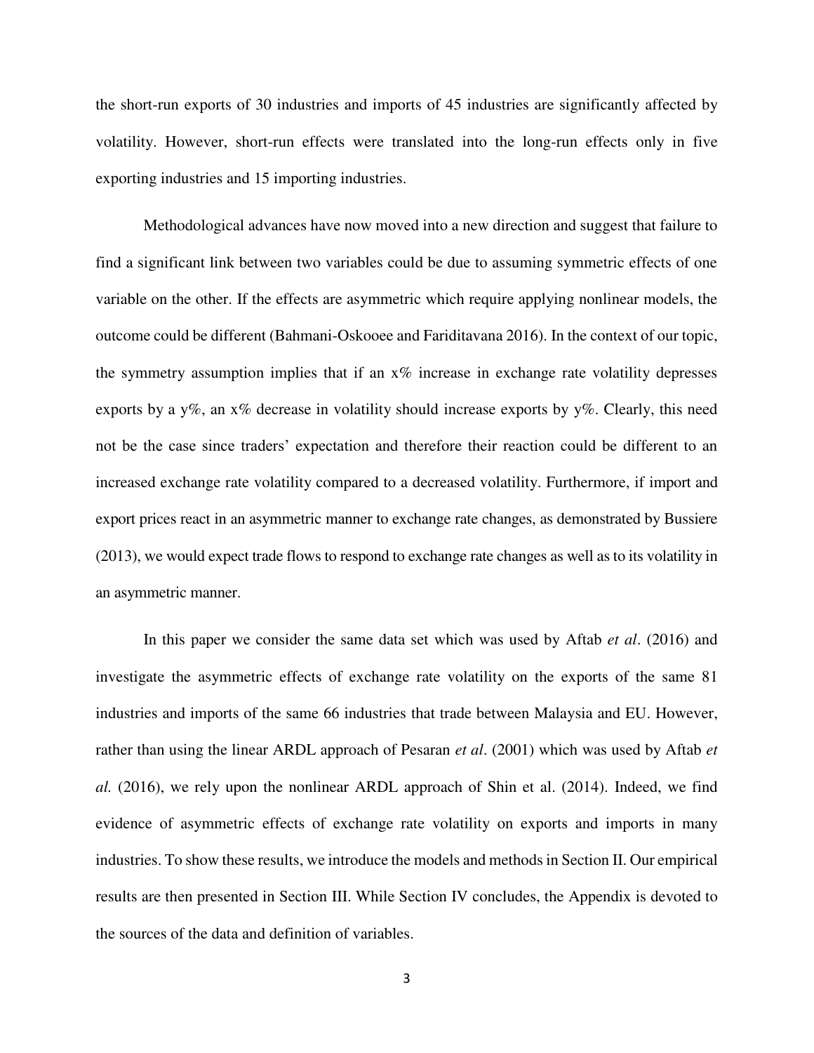the short-run exports of 30 industries and imports of 45 industries are significantly affected by volatility. However, short-run effects were translated into the long-run effects only in five exporting industries and 15 importing industries.

Methodological advances have now moved into a new direction and suggest that failure to find a significant link between two variables could be due to assuming symmetric effects of one variable on the other. If the effects are asymmetric which require applying nonlinear models, the outcome could be different (Bahmani-Oskooee and Fariditavana 2016). In the context of our topic, the symmetry assumption implies that if an x% increase in exchange rate volatility depresses exports by a y%, an x% decrease in volatility should increase exports by y%. Clearly, this need not be the case since traders' expectation and therefore their reaction could be different to an increased exchange rate volatility compared to a decreased volatility. Furthermore, if import and export prices react in an asymmetric manner to exchange rate changes, as demonstrated by Bussiere (2013), we would expect trade flows to respond to exchange rate changes as well as to its volatility in an asymmetric manner.

In this paper we consider the same data set which was used by Aftab *et al*. (2016) and investigate the asymmetric effects of exchange rate volatility on the exports of the same 81 industries and imports of the same 66 industries that trade between Malaysia and EU. However, rather than using the linear ARDL approach of Pesaran *et al*. (2001) which was used by Aftab *et al.* (2016), we rely upon the nonlinear ARDL approach of Shin et al. (2014). Indeed, we find evidence of asymmetric effects of exchange rate volatility on exports and imports in many industries. To show these results, we introduce the models and methods in Section II. Our empirical results are then presented in Section III. While Section IV concludes, the Appendix is devoted to the sources of the data and definition of variables.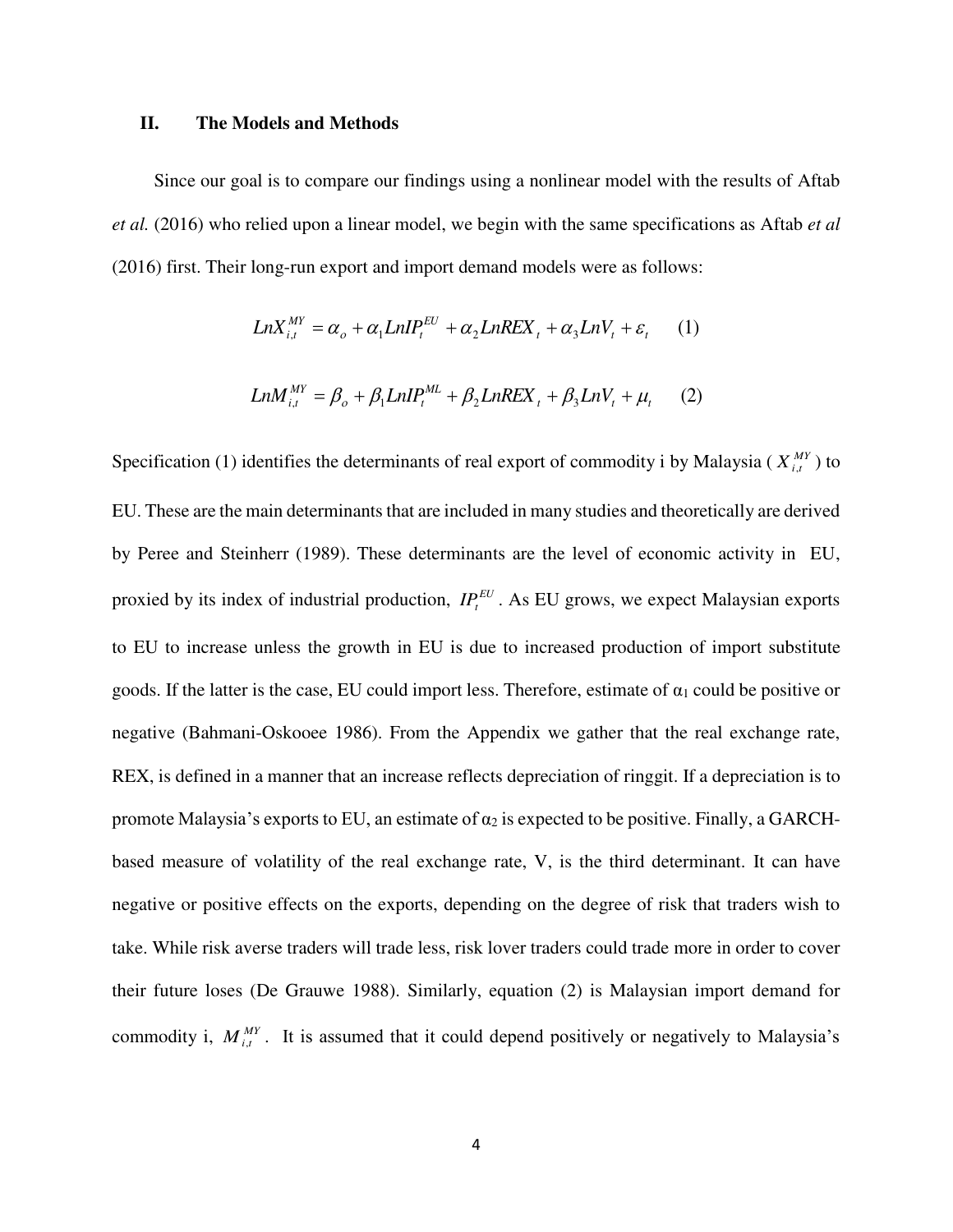## II. The Models and Methods

Since our goal is to compare our findings using a nonlinear model with the results of Aftab *et al.* (2016) who relied upon a linear model, we begin with the same specifications as Aftab *et al* (2016) first. Their long-run export and import demand models were as follows:

$$LnX_{i,t}^{MY} = \alpha_o + \alpha_1 LnIP_t^{EU} + \alpha_2 LnREX_t + \alpha_3 LnV_t + \varepsilon_t \qquad (1)$$

$$LnM_{i,t}^{MY} = \beta_o + \beta_1 LnIP_t^{ML} + \beta_2 LnREX_t + \beta_3 LnV_t + \mu_t \qquad (2)$$

Specification (1) identifies the determinants of real export of commodity i by Malaysia ( $X_{i,t}^{MY}$ ) to EU. These are the main determinants that are included in many studies and theoretically are derived by Peree and Steinherr (1989). These determinants are the level of economic activity in EU, proxied by its index of industrial production, $IP_t^{EU}$ . As EU grows, we expect Malaysian exports to EU to increase unless the growth in EU is due to increased production of import substitute goods. If the latter is the case, EU could import less. Therefore, estimate of $\alpha_1$ could be positive or negative (Bahmani-Oskooee 1986). From the Appendix we gather that the real exchange rate, REX, is defined in a manner that an increase reflects depreciation of ringgit. If a depreciation is to promote Malaysia's exports to EU, an estimate of $\alpha_2$ is expected to be positive. Finally, a GARCH-based measure of volatility of the real exchange rate, V, is the third determinant. It can have negative or positive effects on the exports, depending on the degree of risk that traders wish to take. While risk averse traders will trade less, risk lover traders could trade more in order to cover their future loses (De Grauwe 1988). Similarly, equation (2) is Malaysian import demand for commodity i, $M_{i,t}^{MY}$. It is assumed that it could depend positively or negatively to Malaysia's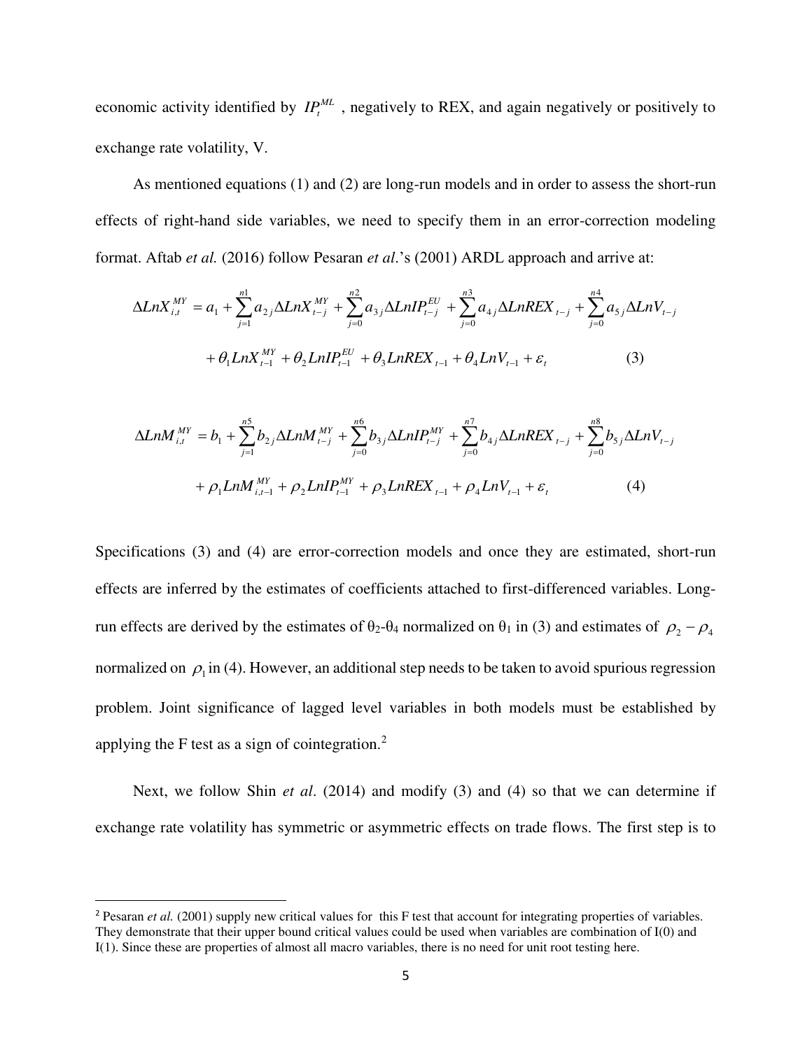economic activity identified by $IP_t^{ML}$ , negatively to REX, and again negatively or positively to exchange rate volatility, V.

As mentioned equations (1) and (2) are long-run models and in order to assess the short-run effects of right-hand side variables, we need to specify them in an error-correction modeling format. Aftab *et al.* (2016) follow Pesaran *et al*.'s (2001) ARDL approach and arrive at:

$$\Delta LnX_{i,t}^{MY} = a_1 + \sum_{j=1}^{n1} a_{2j} \Delta LnX_{t-j}^{MY} + \sum_{j=0}^{n2} a_{3j} \Delta LnIP_{t-j}^{EU} + \sum_{j=0}^{n3} a_{4j} \Delta LnREX_{t-j} + \sum_{j=0}^{n4} a_{5j} \Delta LnV_{t-j}$$
$$+ \theta_1 LnX_{t-1}^{MY} + \theta_2 LnIP_{t-1}^{EU} + \theta_3 LnREX_{t-1} + \theta_4 LnV_{t-1} + \varepsilon_t \tag{3}$$

$$\Delta LnM_{i,t}^{MY} = b_1 + \sum_{j=1}^{n5} b_{2j} \Delta LnM_{t-j}^{MY} + \sum_{j=0}^{n6} b_{3j} \Delta LnIP_{t-j}^{MY} + \sum_{j=0}^{n7} b_{4j} \Delta LnREX_{t-j} + \sum_{j=0}^{n8} b_{5j} \Delta LnV_{t-j}$$
$$+ \rho_1 LnM_{i,t-1}^{MY} + \rho_2 LnIP_{t-1}^{MY} + \rho_3 LnREX_{t-1} + \rho_4 LnV_{t-1} + \varepsilon_t \tag{4}$$

Specifications (3) and (4) are error-correction models and once they are estimated, short-run effects are inferred by the estimates of coefficients attached to first-differenced variables. Long-run effects are derived by the estimates of $\theta_2$-$\theta_4$ normalized on $\theta_1$ in (3) and estimates of $\rho_2 - \rho_4$ normalized on $\rho_1$ in (4). However, an additional step needs to be taken to avoid spurious regression problem. Joint significance of lagged level variables in both models must be established by applying the F test as a sign of cointegration.[2]

Next, we follow Shin *et al*. (2014) and modify (3) and (4) so that we can determine if exchange rate volatility has symmetric or asymmetric effects on trade flows. The first step is to

---

[2] Pesaran *et al.* (2001) supply new critical values for this F test that account for integrating properties of variables. They demonstrate that their upper bound critical values could be used when variables are combination of I(0) and I(1). Since these are properties of almost all macro variables, there is no need for unit root testing here.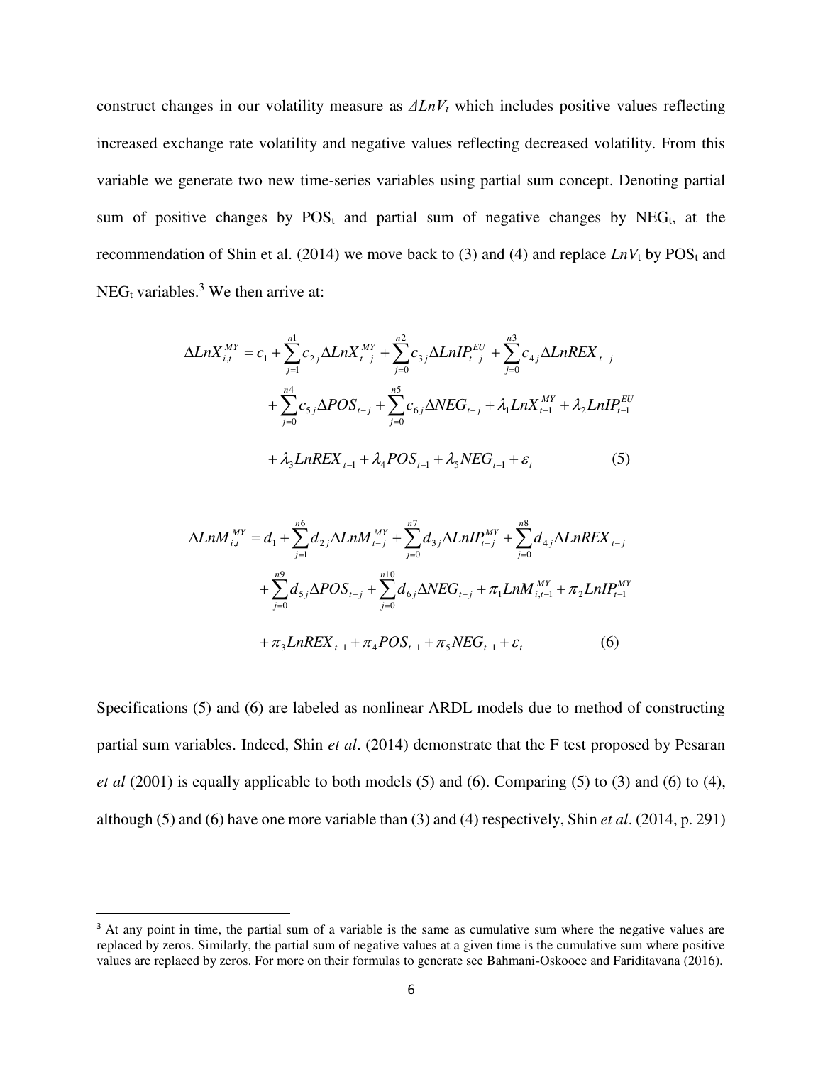construct changes in our volatility measure as $\Delta LnV_t$ which includes positive values reflecting increased exchange rate volatility and negative values reflecting decreased volatility. From this variable we generate two new time-series variables using partial sum concept. Denoting partial sum of positive changes by $POS_t$ and partial sum of negative changes by $NEG_t$, at the recommendation of Shin et al. (2014) we move back to (3) and (4) and replace $LnV_t$ by $POS_t$ and $NEG_t$ variables.[3] We then arrive at:

$$
\begin{aligned}
\Delta LnX_{i,t}^{MY} = c_1 &+ \sum_{j=1}^{n1} c_{2j}\Delta LnX_{t-j}^{MY} + \sum_{j=0}^{n2} c_{3j}\Delta LnIP_{t-j}^{EU} + \sum_{j=0}^{n3} c_{4j}\Delta LnREX_{t-j} \\
&+ \sum_{j=0}^{n4} c_{5j}\Delta POS_{t-j} + \sum_{j=0}^{n5} c_{6j}\Delta NEG_{t-j} + \lambda_1 LnX_{t-1}^{MY} + \lambda_2 LnIP_{t-1}^{EU} \\
&+ \lambda_3 LnREX_{t-1} + \lambda_4 POS_{t-1} + \lambda_5 NEG_{t-1} + \varepsilon_t \qquad (5)
\end{aligned}
$$

$$
\begin{aligned}
\Delta LnM_{i,t}^{MY} = d_1 &+ \sum_{j=1}^{n6} d_{2j}\Delta LnM_{t-j}^{MY} + \sum_{j=0}^{n7} d_{3j}\Delta LnIP_{t-j}^{MY} + \sum_{j=0}^{n8} d_{4j}\Delta LnREX_{t-j} \\
&+ \sum_{j=0}^{n9} d_{5j}\Delta POS_{t-j} + \sum_{j=0}^{n10} d_{6j}\Delta NEG_{t-j} + \pi_1 LnM_{i,t-1}^{MY} + \pi_2 LnIP_{t-1}^{MY} \\
&+ \pi_3 LnREX_{t-1} + \pi_4 POS_{t-1} + \pi_5 NEG_{t-1} + \varepsilon_t \qquad (6)
\end{aligned}
$$

Specifications (5) and (6) are labeled as nonlinear ARDL models due to method of constructing partial sum variables. Indeed, Shin *et al*. (2014) demonstrate that the F test proposed by Pesaran *et al* (2001) is equally applicable to both models (5) and (6). Comparing (5) to (3) and (6) to (4), although (5) and (6) have one more variable than (3) and (4) respectively, Shin *et al*. (2014, p. 291)

[3] At any point in time, the partial sum of a variable is the same as cumulative sum where the negative values are replaced by zeros. Similarly, the partial sum of negative values at a given time is the cumulative sum where positive values are replaced by zeros. For more on their formulas to generate see Bahmani-Oskooee and Fariditavana (2016).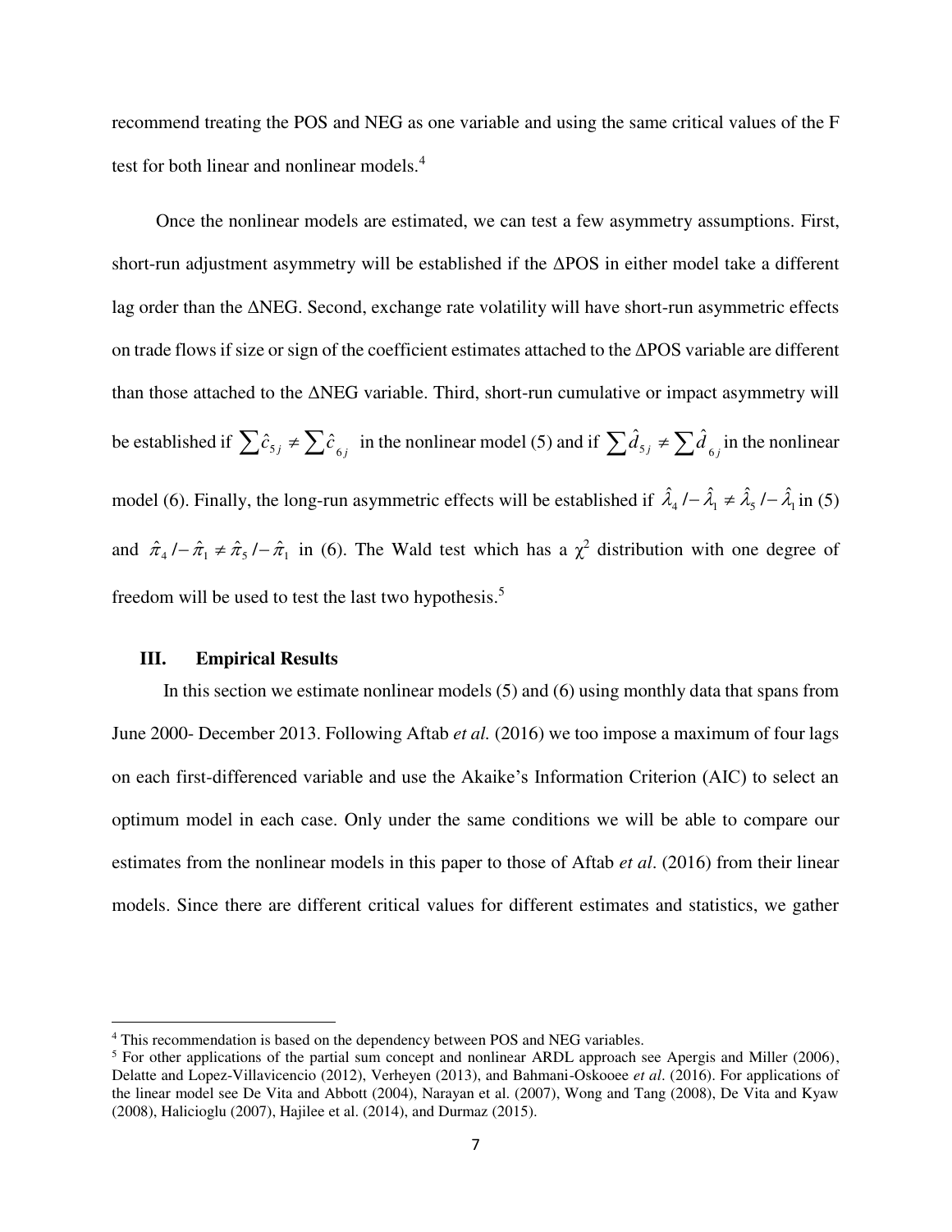recommend treating the POS and NEG as one variable and using the same critical values of the F test for both linear and nonlinear models.[4]

Once the nonlinear models are estimated, we can test a few asymmetry assumptions. First, short-run adjustment asymmetry will be established if the ΔPOS in either model take a different lag order than the ΔNEG. Second, exchange rate volatility will have short-run asymmetric effects on trade flows if size or sign of the coefficient estimates attached to the ΔPOS variable are different than those attached to the ΔNEG variable. Third, short-run cumulative or impact asymmetry will be established if $\sum \hat{c}_{5j} \neq \sum \hat{c}_{6j}$ in the nonlinear model (5) and if $\sum \hat{d}_{5j} \neq \sum \hat{d}_{6j}$ in the nonlinear model (6). Finally, the long-run asymmetric effects will be established if $\hat{\lambda}_4 / -\hat{\lambda}_1 \neq \hat{\lambda}_5 / -\hat{\lambda}_1$ in (5) and $\hat{\pi}_4 / -\hat{\pi}_1 \neq \hat{\pi}_5 / -\hat{\pi}_1$ in (6). The Wald test which has a $\chi^2$ distribution with one degree of freedom will be used to test the last two hypothesis.[5]

## III. Empirical Results

In this section we estimate nonlinear models (5) and (6) using monthly data that spans from June 2000- December 2013. Following Aftab *et al.* (2016) we too impose a maximum of four lags on each first-differenced variable and use the Akaike's Information Criterion (AIC) to select an optimum model in each case. Only under the same conditions we will be able to compare our estimates from the nonlinear models in this paper to those of Aftab *et al*. (2016) from their linear models. Since there are different critical values for different estimates and statistics, we gather

---

[4] This recommendation is based on the dependency between POS and NEG variables.

[5] For other applications of the partial sum concept and nonlinear ARDL approach see Apergis and Miller (2006), Delatte and Lopez-Villavicencio (2012), Verheyen (2013), and Bahmani-Oskooee *et al*. (2016). For applications of the linear model see De Vita and Abbott (2004), Narayan et al. (2007), Wong and Tang (2008), De Vita and Kyaw (2008), Halicioglu (2007), Hajilee et al. (2014), and Durmaz (2015).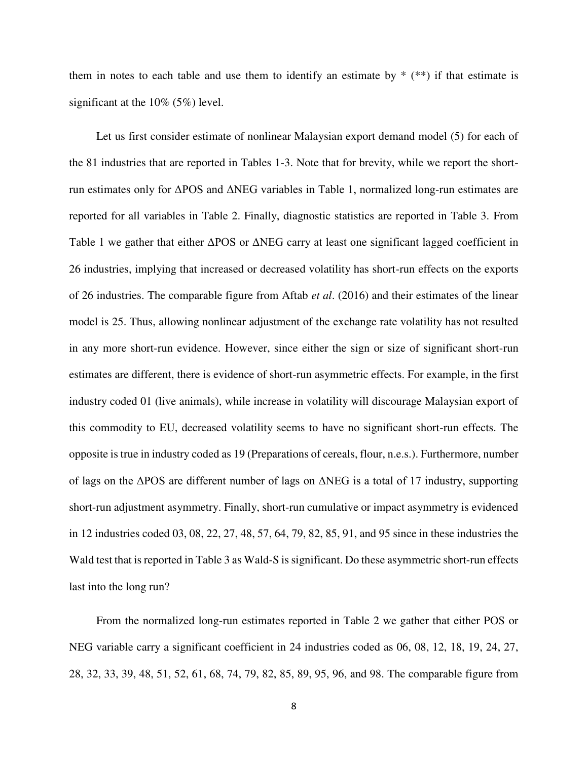them in notes to each table and use them to identify an estimate by * (**) if that estimate is significant at the 10% (5%) level.

Let us first consider estimate of nonlinear Malaysian export demand model (5) for each of the 81 industries that are reported in Tables 1-3. Note that for brevity, while we report the short-run estimates only for ΔPOS and ΔNEG variables in Table 1, normalized long-run estimates are reported for all variables in Table 2. Finally, diagnostic statistics are reported in Table 3. From Table 1 we gather that either ΔPOS or ΔNEG carry at least one significant lagged coefficient in 26 industries, implying that increased or decreased volatility has short-run effects on the exports of 26 industries. The comparable figure from Aftab *et al*. (2016) and their estimates of the linear model is 25. Thus, allowing nonlinear adjustment of the exchange rate volatility has not resulted in any more short-run evidence. However, since either the sign or size of significant short-run estimates are different, there is evidence of short-run asymmetric effects. For example, in the first industry coded 01 (live animals), while increase in volatility will discourage Malaysian export of this commodity to EU, decreased volatility seems to have no significant short-run effects. The opposite is true in industry coded as 19 (Preparations of cereals, flour, n.e.s.). Furthermore, number of lags on the ΔPOS are different number of lags on ΔNEG is a total of 17 industry, supporting short-run adjustment asymmetry. Finally, short-run cumulative or impact asymmetry is evidenced in 12 industries coded 03, 08, 22, 27, 48, 57, 64, 79, 82, 85, 91, and 95 since in these industries the Wald test that is reported in Table 3 as Wald-S is significant. Do these asymmetric short-run effects last into the long run?

From the normalized long-run estimates reported in Table 2 we gather that either POS or NEG variable carry a significant coefficient in 24 industries coded as 06, 08, 12, 18, 19, 24, 27, 28, 32, 33, 39, 48, 51, 52, 61, 68, 74, 79, 82, 85, 89, 95, 96, and 98. The comparable figure from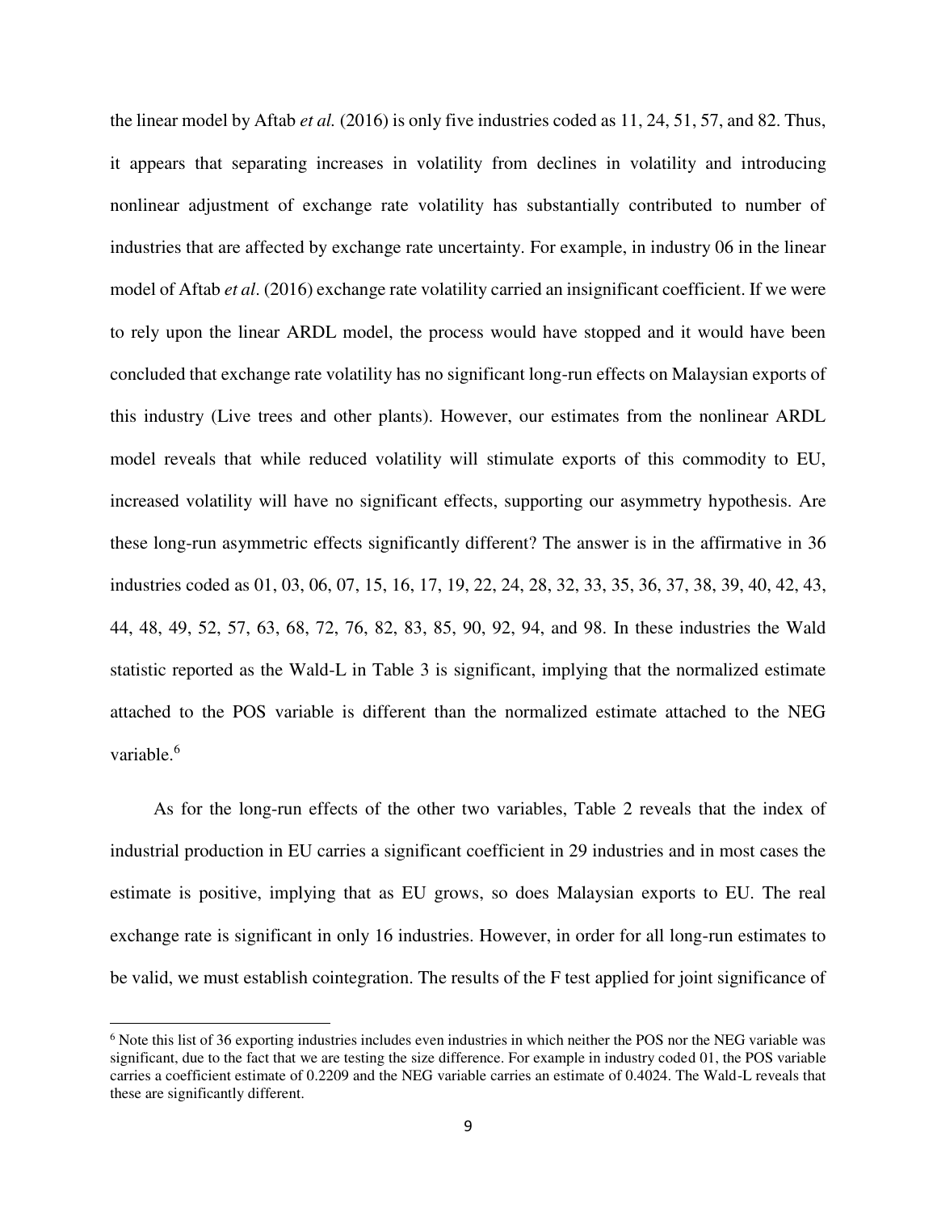the linear model by Aftab *et al.* (2016) is only five industries coded as 11, 24, 51, 57, and 82. Thus, it appears that separating increases in volatility from declines in volatility and introducing nonlinear adjustment of exchange rate volatility has substantially contributed to number of industries that are affected by exchange rate uncertainty. For example, in industry 06 in the linear model of Aftab *et al*. (2016) exchange rate volatility carried an insignificant coefficient. If we were to rely upon the linear ARDL model, the process would have stopped and it would have been concluded that exchange rate volatility has no significant long-run effects on Malaysian exports of this industry (Live trees and other plants). However, our estimates from the nonlinear ARDL model reveals that while reduced volatility will stimulate exports of this commodity to EU, increased volatility will have no significant effects, supporting our asymmetry hypothesis. Are these long-run asymmetric effects significantly different? The answer is in the affirmative in 36 industries coded as 01, 03, 06, 07, 15, 16, 17, 19, 22, 24, 28, 32, 33, 35, 36, 37, 38, 39, 40, 42, 43, 44, 48, 49, 52, 57, 63, 68, 72, 76, 82, 83, 85, 90, 92, 94, and 98. In these industries the Wald statistic reported as the Wald-L in Table 3 is significant, implying that the normalized estimate attached to the POS variable is different than the normalized estimate attached to the NEG variable.[6]

As for the long-run effects of the other two variables, Table 2 reveals that the index of industrial production in EU carries a significant coefficient in 29 industries and in most cases the estimate is positive, implying that as EU grows, so does Malaysian exports to EU. The real exchange rate is significant in only 16 industries. However, in order for all long-run estimates to be valid, we must establish cointegration. The results of the F test applied for joint significance of

---

[6] Note this list of 36 exporting industries includes even industries in which neither the POS nor the NEG variable was significant, due to the fact that we are testing the size difference. For example in industry coded 01, the POS variable carries a coefficient estimate of 0.2209 and the NEG variable carries an estimate of 0.4024. The Wald-L reveals that these are significantly different.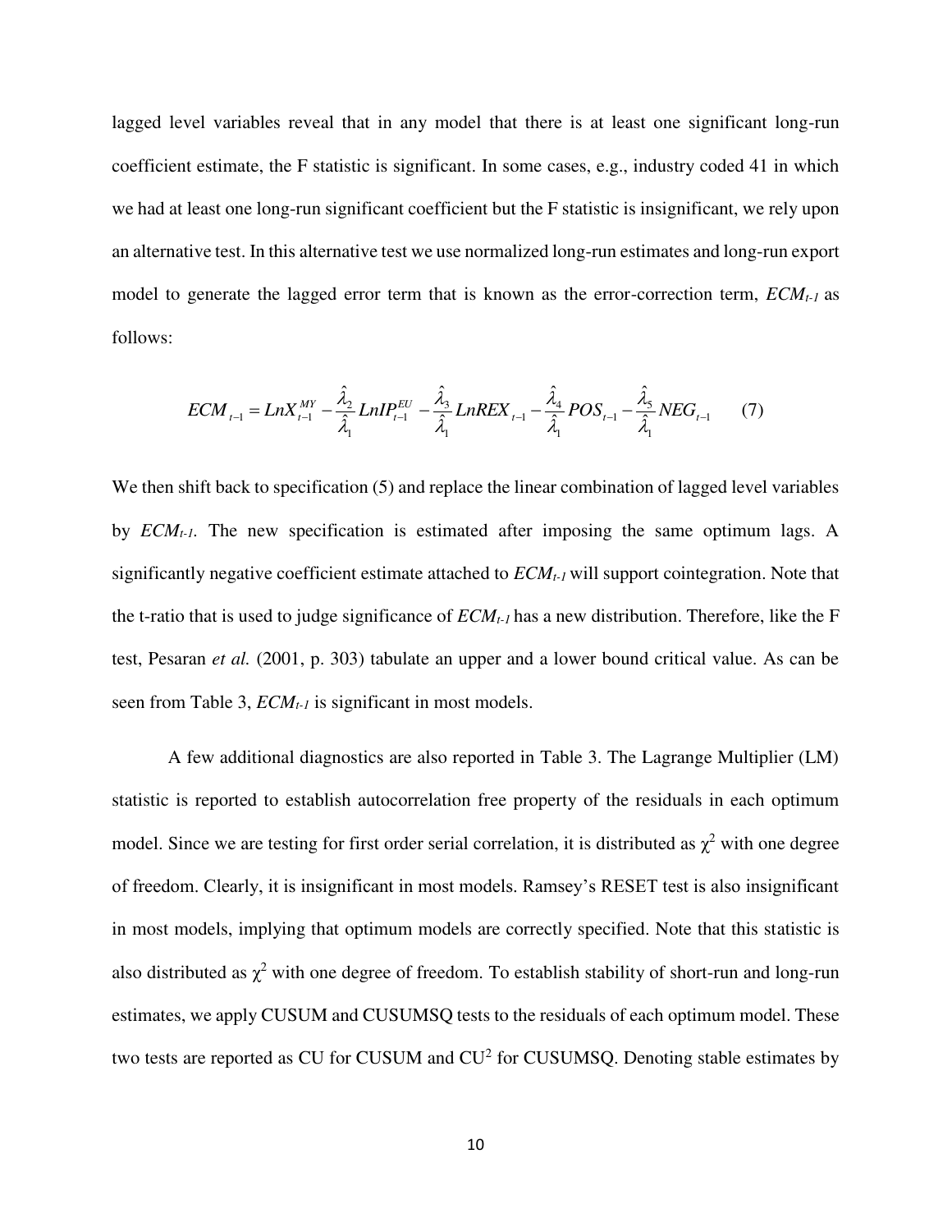lagged level variables reveal that in any model that there is at least one significant long-run coefficient estimate, the F statistic is significant. In some cases, e.g., industry coded 41 in which we had at least one long-run significant coefficient but the F statistic is insignificant, we rely upon an alternative test. In this alternative test we use normalized long-run estimates and long-run export model to generate the lagged error term that is known as the error-correction term, $ECM_{t-1}$ as follows:

$$ECM_{t-1} = LnX_{t-1}^{MY} - \frac{\hat{\lambda}_2}{\hat{\lambda}_1} LnIP_{t-1}^{EU} - \frac{\hat{\lambda}_3}{\hat{\lambda}_1} LnREX_{t-1} - \frac{\hat{\lambda}_4}{\hat{\lambda}_1} POS_{t-1} - \frac{\hat{\lambda}_5}{\hat{\lambda}_1} NEG_{t-1} \qquad (7)$$

We then shift back to specification (5) and replace the linear combination of lagged level variables by $ECM_{t-1}$. The new specification is estimated after imposing the same optimum lags. A significantly negative coefficient estimate attached to $ECM_{t-1}$ will support cointegration. Note that the t-ratio that is used to judge significance of $ECM_{t-1}$ has a new distribution. Therefore, like the F test, Pesaran *et al.* (2001, p. 303) tabulate an upper and a lower bound critical value. As can be seen from Table 3, $ECM_{t-1}$ is significant in most models.

A few additional diagnostics are also reported in Table 3. The Lagrange Multiplier (LM) statistic is reported to establish autocorrelation free property of the residuals in each optimum model. Since we are testing for first order serial correlation, it is distributed as $\chi^2$ with one degree of freedom. Clearly, it is insignificant in most models. Ramsey's RESET test is also insignificant in most models, implying that optimum models are correctly specified. Note that this statistic is also distributed as $\chi^2$ with one degree of freedom. To establish stability of short-run and long-run estimates, we apply CUSUM and CUSUMSQ tests to the residuals of each optimum model. These two tests are reported as CU for CUSUM and $CU^2$ for CUSUMSQ. Denoting stable estimates by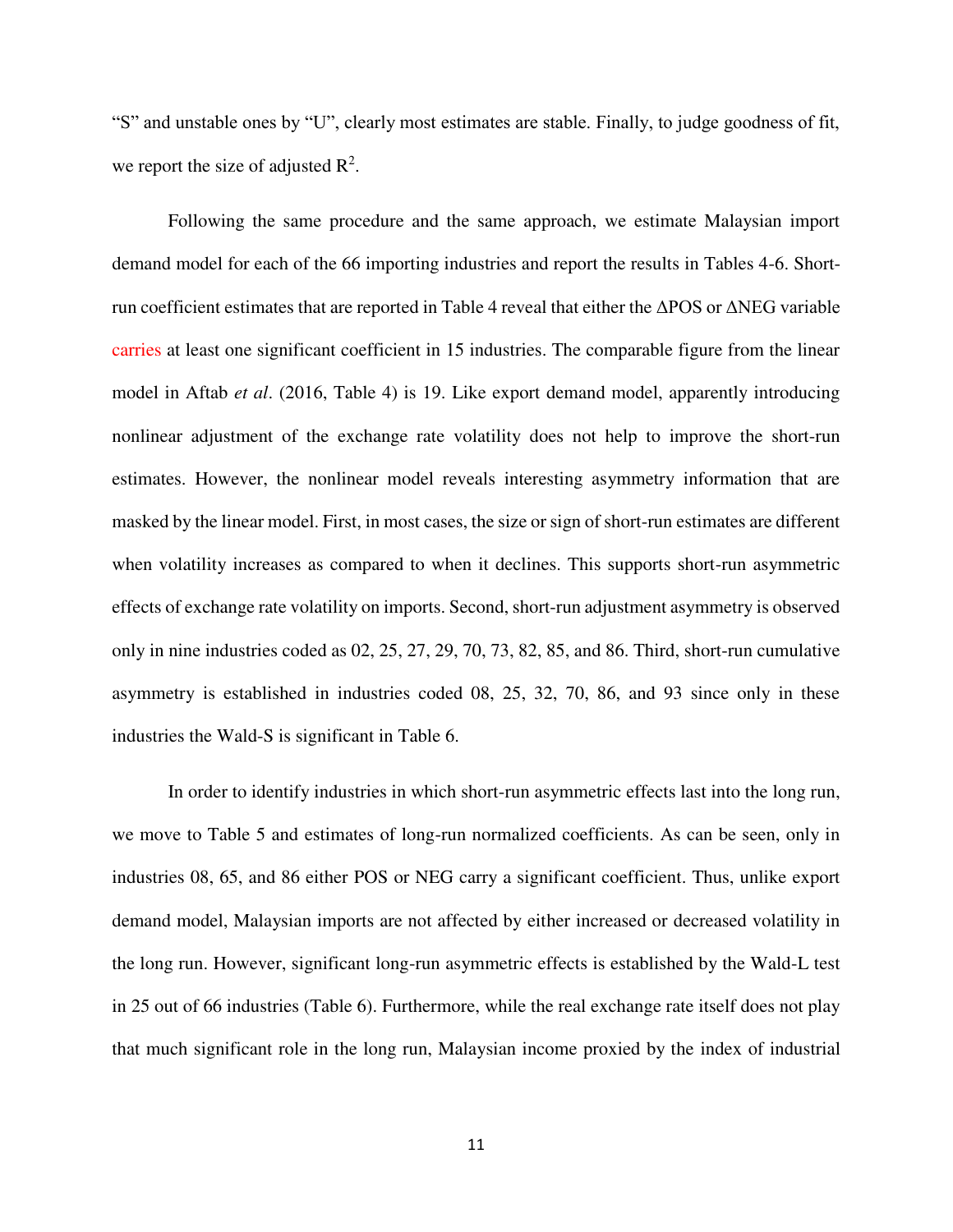"S" and unstable ones by "U", clearly most estimates are stable. Finally, to judge goodness of fit, we report the size of adjusted $R^2$.

Following the same procedure and the same approach, we estimate Malaysian import demand model for each of the 66 importing industries and report the results in Tables 4-6. Short-run coefficient estimates that are reported in Table 4 reveal that either the ΔPOS or ΔNEG variable carries at least one significant coefficient in 15 industries. The comparable figure from the linear model in Aftab *et al*. (2016, Table 4) is 19. Like export demand model, apparently introducing nonlinear adjustment of the exchange rate volatility does not help to improve the short-run estimates. However, the nonlinear model reveals interesting asymmetry information that are masked by the linear model. First, in most cases, the size or sign of short-run estimates are different when volatility increases as compared to when it declines. This supports short-run asymmetric effects of exchange rate volatility on imports. Second, short-run adjustment asymmetry is observed only in nine industries coded as 02, 25, 27, 29, 70, 73, 82, 85, and 86. Third, short-run cumulative asymmetry is established in industries coded 08, 25, 32, 70, 86, and 93 since only in these industries the Wald-S is significant in Table 6.

In order to identify industries in which short-run asymmetric effects last into the long run, we move to Table 5 and estimates of long-run normalized coefficients. As can be seen, only in industries 08, 65, and 86 either POS or NEG carry a significant coefficient. Thus, unlike export demand model, Malaysian imports are not affected by either increased or decreased volatility in the long run. However, significant long-run asymmetric effects is established by the Wald-L test in 25 out of 66 industries (Table 6). Furthermore, while the real exchange rate itself does not play that much significant role in the long run, Malaysian income proxied by the index of industrial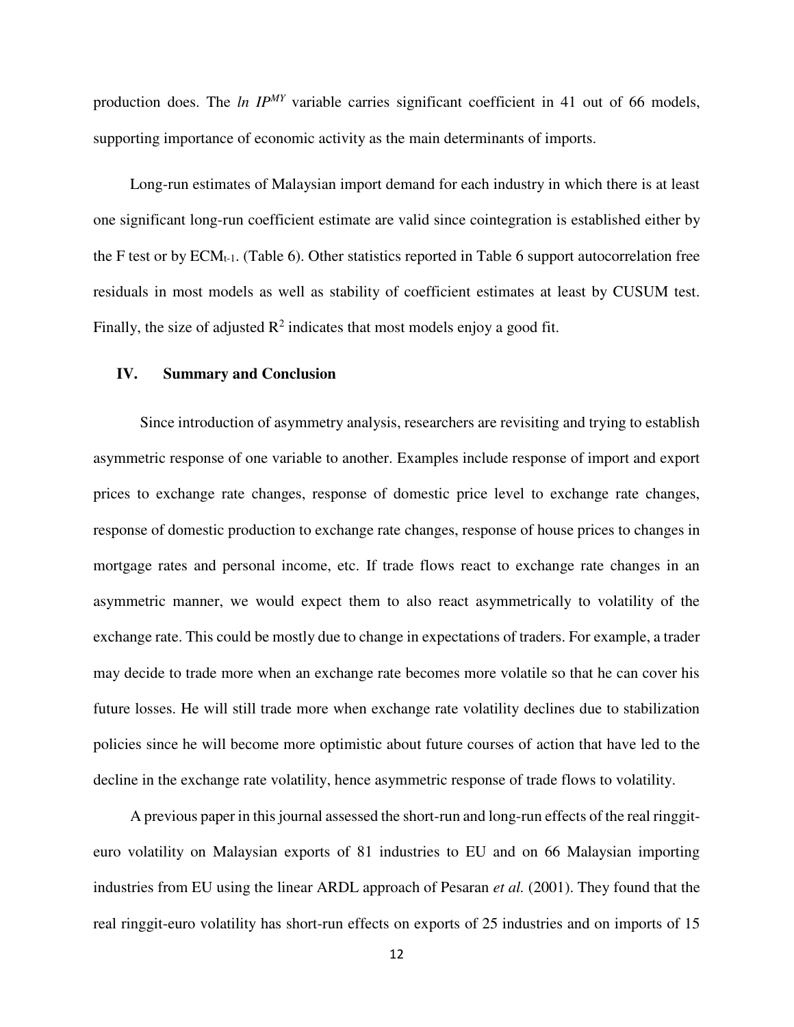production does. The *ln* $IP^{MY}$ variable carries significant coefficient in 41 out of 66 models, supporting importance of economic activity as the main determinants of imports.

Long-run estimates of Malaysian import demand for each industry in which there is at least one significant long-run coefficient estimate are valid since cointegration is established either by the F test or by $ECM_{t-1}$. (Table 6). Other statistics reported in Table 6 support autocorrelation free residuals in most models as well as stability of coefficient estimates at least by CUSUM test. Finally, the size of adjusted $R^2$ indicates that most models enjoy a good fit.

## IV. Summary and Conclusion

Since introduction of asymmetry analysis, researchers are revisiting and trying to establish asymmetric response of one variable to another. Examples include response of import and export prices to exchange rate changes, response of domestic price level to exchange rate changes, response of domestic production to exchange rate changes, response of house prices to changes in mortgage rates and personal income, etc. If trade flows react to exchange rate changes in an asymmetric manner, we would expect them to also react asymmetrically to volatility of the exchange rate. This could be mostly due to change in expectations of traders. For example, a trader may decide to trade more when an exchange rate becomes more volatile so that he can cover his future losses. He will still trade more when exchange rate volatility declines due to stabilization policies since he will become more optimistic about future courses of action that have led to the decline in the exchange rate volatility, hence asymmetric response of trade flows to volatility.

A previous paper in this journal assessed the short-run and long-run effects of the real ringgit-euro volatility on Malaysian exports of 81 industries to EU and on 66 Malaysian importing industries from EU using the linear ARDL approach of Pesaran *et al.* (2001). They found that the real ringgit-euro volatility has short-run effects on exports of 25 industries and on imports of 15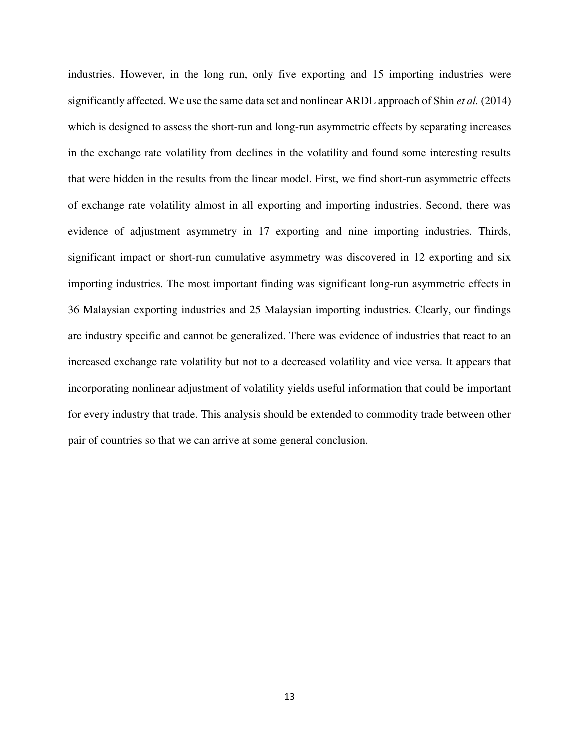industries. However, in the long run, only five exporting and 15 importing industries were significantly affected. We use the same data set and nonlinear ARDL approach of Shin *et al.* (2014) which is designed to assess the short-run and long-run asymmetric effects by separating increases in the exchange rate volatility from declines in the volatility and found some interesting results that were hidden in the results from the linear model. First, we find short-run asymmetric effects of exchange rate volatility almost in all exporting and importing industries. Second, there was evidence of adjustment asymmetry in 17 exporting and nine importing industries. Thirds, significant impact or short-run cumulative asymmetry was discovered in 12 exporting and six importing industries. The most important finding was significant long-run asymmetric effects in 36 Malaysian exporting industries and 25 Malaysian importing industries. Clearly, our findings are industry specific and cannot be generalized. There was evidence of industries that react to an increased exchange rate volatility but not to a decreased volatility and vice versa. It appears that incorporating nonlinear adjustment of volatility yields useful information that could be important for every industry that trade. This analysis should be extended to commodity trade between other pair of countries so that we can arrive at some general conclusion.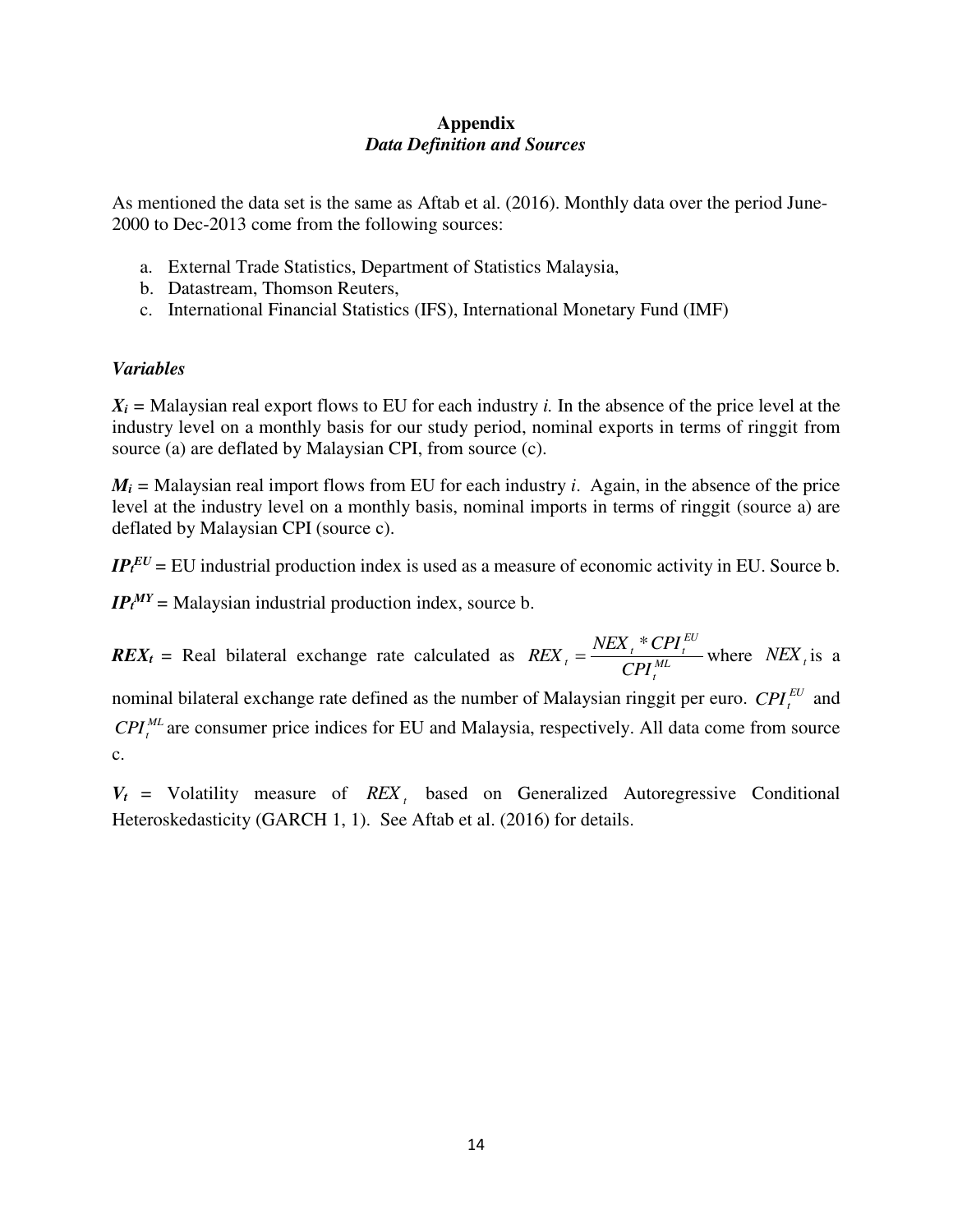# Appendix

## *Data Definition and Sources*

As mentioned the data set is the same as Aftab et al. (2016). Monthly data over the period June-2000 to Dec-2013 come from the following sources:

a. External Trade Statistics, Department of Statistics Malaysia,
b. Datastream, Thomson Reuters,
c. International Financial Statistics (IFS), International Monetary Fund (IMF)

### *Variables*

$\boldsymbol{X_i}$ = Malaysian real export flows to EU for each industry *i.* In the absence of the price level at the industry level on a monthly basis for our study period, nominal exports in terms of ringgit from source (a) are deflated by Malaysian CPI, from source (c).

$\boldsymbol{M_i}$ = Malaysian real import flows from EU for each industry *i*. Again, in the absence of the price level at the industry level on a monthly basis, nominal imports in terms of ringgit (source a) are deflated by Malaysian CPI (source c).

$\boldsymbol{IP_t^{EU}}$ = EU industrial production index is used as a measure of economic activity in EU. Source b.

$\boldsymbol{IP_t^{MY}}$ = Malaysian industrial production index, source b.

$\boldsymbol{REX_t}$ = Real bilateral exchange rate calculated as $REX_t = \frac{NEX_t * CPI_t^{EU}}{CPI_t^{ML}}$ where $NEX_t$ is a nominal bilateral exchange rate defined as the number of Malaysian ringgit per euro. $CPI_t^{EU}$ and $CPI_t^{ML}$ are consumer price indices for EU and Malaysia, respectively. All data come from source c.

$\boldsymbol{V_t}$ = Volatility measure of $REX_t$ based on Generalized Autoregressive Conditional Heteroskedasticity (GARCH 1, 1). See Aftab et al. (2016) for details.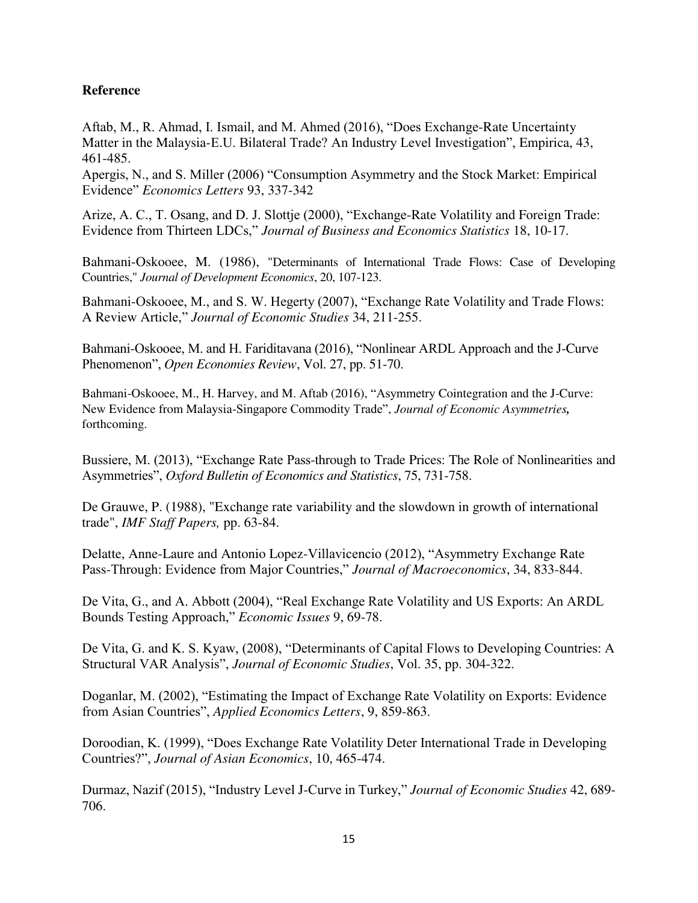**Reference**

Aftab, M., R. Ahmad, I. Ismail, and M. Ahmed (2016), "Does Exchange-Rate Uncertainty Matter in the Malaysia-E.U. Bilateral Trade? An Industry Level Investigation", Empirica, 43, 461-485.

Apergis, N., and S. Miller (2006) "Consumption Asymmetry and the Stock Market: Empirical Evidence" *Economics Letters* 93, 337-342

Arize, A. C., T. Osang, and D. J. Slottje (2000), "Exchange-Rate Volatility and Foreign Trade: Evidence from Thirteen LDCs," *Journal of Business and Economics Statistics* 18, 10-17.

Bahmani-Oskooee, M. (1986), "Determinants of International Trade Flows: Case of Developing Countries," *Journal of Development Economics*, 20, 107-123.

Bahmani-Oskooee, M., and S. W. Hegerty (2007), "Exchange Rate Volatility and Trade Flows: A Review Article," *Journal of Economic Studies* 34, 211-255.

Bahmani-Oskooee, M. and H. Fariditavana (2016), "Nonlinear ARDL Approach and the J-Curve Phenomenon", *Open Economies Review*, Vol. 27, pp. 51-70.

Bahmani-Oskooee, M., H. Harvey, and M. Aftab (2016), "Asymmetry Cointegration and the J-Curve: New Evidence from Malaysia-Singapore Commodity Trade", *Journal of Economic Asymmetries,* forthcoming.

Bussiere, M. (2013), "Exchange Rate Pass-through to Trade Prices: The Role of Nonlinearities and Asymmetries", *Oxford Bulletin of Economics and Statistics*, 75, 731-758.

De Grauwe, P. (1988), "Exchange rate variability and the slowdown in growth of international trade", *IMF Staff Papers,* pp. 63-84.

Delatte, Anne-Laure and Antonio Lopez-Villavicencio (2012), "Asymmetry Exchange Rate Pass-Through: Evidence from Major Countries," *Journal of Macroeconomics*, 34, 833-844.

De Vita, G., and A. Abbott (2004), "Real Exchange Rate Volatility and US Exports: An ARDL Bounds Testing Approach," *Economic Issues* 9, 69-78.

De Vita, G. and K. S. Kyaw, (2008), "Determinants of Capital Flows to Developing Countries: A Structural VAR Analysis", *Journal of Economic Studies*, Vol. 35, pp. 304-322.

Doganlar, M. (2002), "Estimating the Impact of Exchange Rate Volatility on Exports: Evidence from Asian Countries", *Applied Economics Letters*, 9, 859-863.

Doroodian, K. (1999), "Does Exchange Rate Volatility Deter International Trade in Developing Countries?", *Journal of Asian Economics*, 10, 465-474.

Durmaz, Nazif (2015), "Industry Level J-Curve in Turkey," *Journal of Economic Studies* 42, 689-706.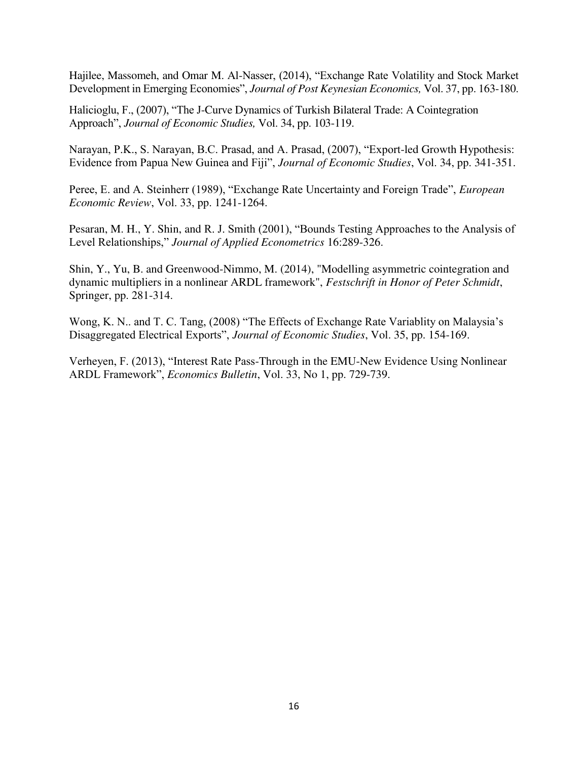Hajilee, Massomeh, and Omar M. Al-Nasser, (2014), "Exchange Rate Volatility and Stock Market Development in Emerging Economies", *Journal of Post Keynesian Economics,* Vol. 37, pp. 163-180.

Halicioglu, F., (2007), "The J-Curve Dynamics of Turkish Bilateral Trade: A Cointegration Approach", *Journal of Economic Studies,* Vol. 34, pp. 103-119.

Narayan, P.K., S. Narayan, B.C. Prasad, and A. Prasad, (2007), "Export-led Growth Hypothesis: Evidence from Papua New Guinea and Fiji", *Journal of Economic Studies*, Vol. 34, pp. 341-351.

Peree, E. and A. Steinherr (1989), "Exchange Rate Uncertainty and Foreign Trade", *European Economic Review*, Vol. 33, pp. 1241-1264.

Pesaran, M. H., Y. Shin, and R. J. Smith (2001), "Bounds Testing Approaches to the Analysis of Level Relationships," *Journal of Applied Econometrics* 16:289-326.

Shin, Y., Yu, B. and Greenwood-Nimmo, M. (2014), "Modelling asymmetric cointegration and dynamic multipliers in a nonlinear ARDL framework", *Festschrift in Honor of Peter Schmidt*, Springer, pp. 281-314.

Wong, K. N.. and T. C. Tang, (2008) "The Effects of Exchange Rate Variablity on Malaysia's Disaggregated Electrical Exports", *Journal of Economic Studies*, Vol. 35, pp. 154-169.

Verheyen, F. (2013), "Interest Rate Pass-Through in the EMU-New Evidence Using Nonlinear ARDL Framework", *Economics Bulletin*, Vol. 33, No 1, pp. 729-739.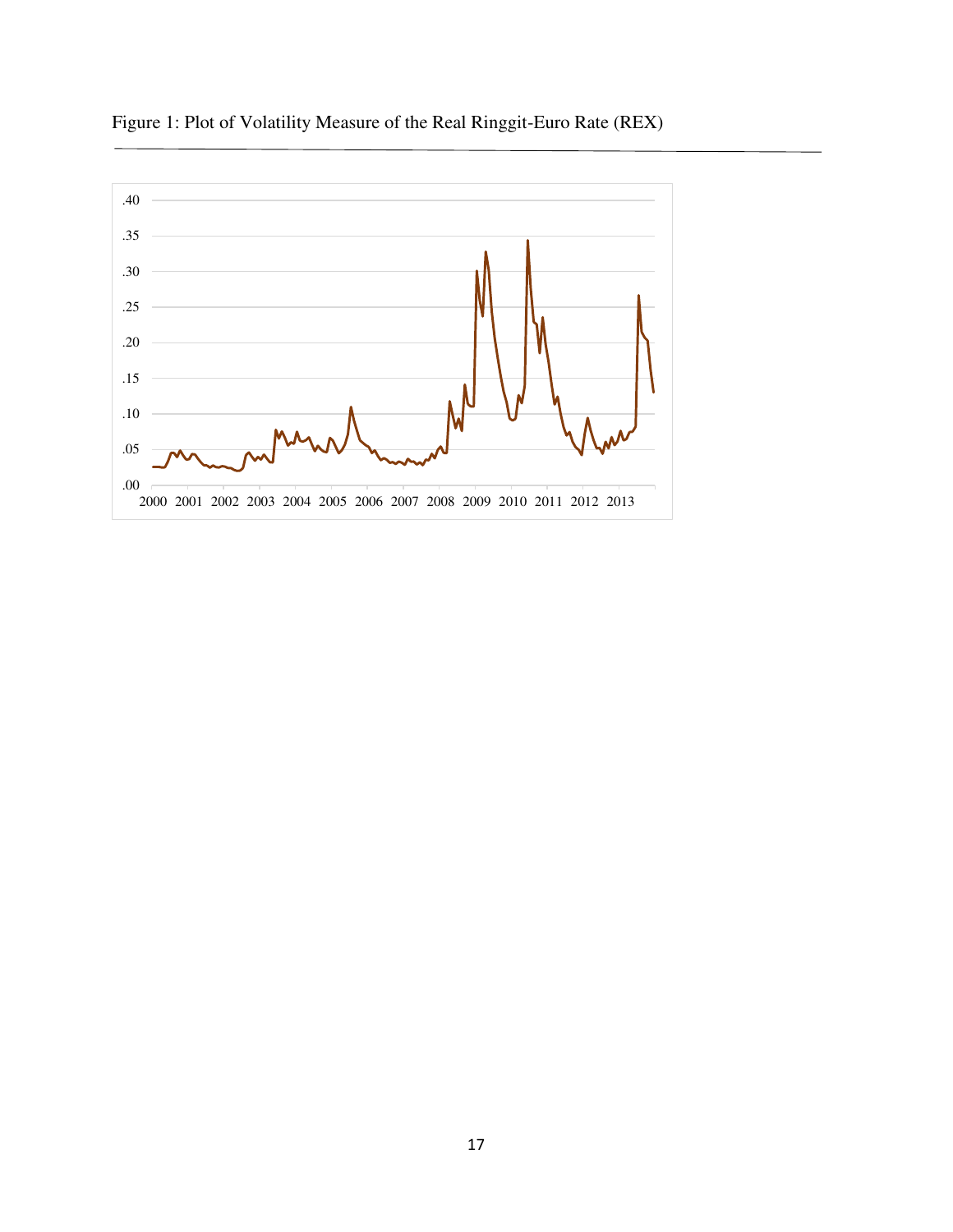Figure 1: Plot of Volatility Measure of the Real Ringgit-Euro Rate (REX)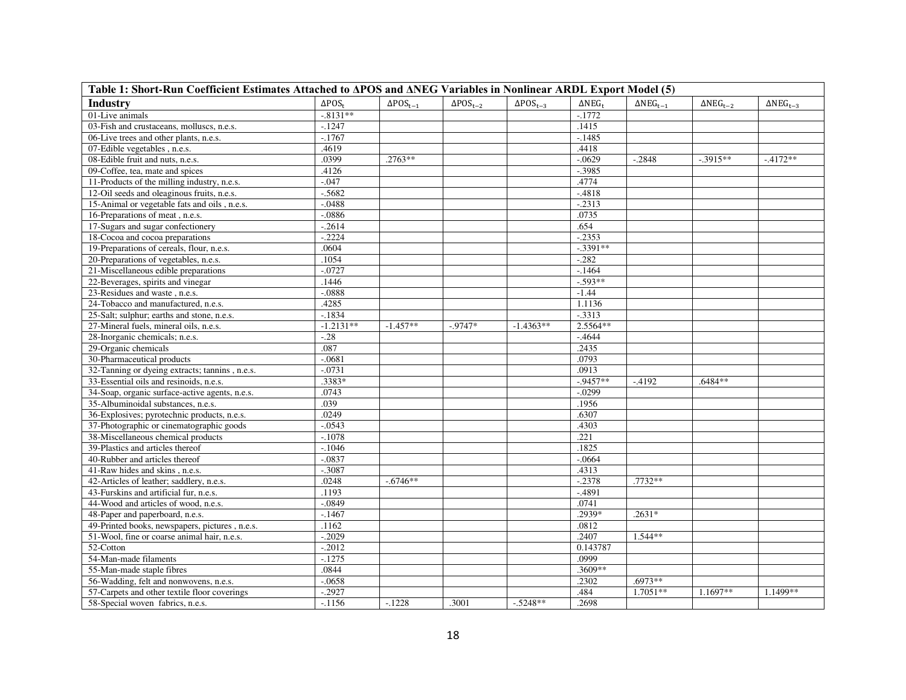**Table 1: Short-Run Coefficient Estimates Attached to ΔPOS and ΔNEG Variables in Nonlinear ARDL Export Model (5)**

| Industry | $\Delta POS_t$ | $\Delta POS_{t-1}$ | $\Delta POS_{t-2}$ | $\Delta POS_{t-3}$ | $\Delta NEG_t$ | $\Delta NEG_{t-1}$ | $\Delta NEG_{t-2}$ | $\Delta NEG_{t-3}$ |
|---|---|---|---|---|---|---|---|---|
| 01-Live animals | -.8131** | | | | -.1772 | | | |
| 03-Fish and crustaceans, molluscs, n.e.s. | -.1247 | | | | .1415 | | | |
| 06-Live trees and other plants, n.e.s. | -.1767 | | | | -.1485 | | | |
| 07-Edible vegetables , n.e.s. | .4619 | | | | .4418 | | | |
| 08-Edible fruit and nuts, n.e.s. | .0399 | .2763** | | | -.0629 | -.2848 | -.3915** | -.4172** |
| 09-Coffee, tea, mate and spices | .4126 | | | | -.3985 | | | |
| 11-Products of the milling industry, n.e.s. | -.047 | | | | .4774 | | | |
| 12-Oil seeds and oleaginous fruits, n.e.s. | -.5682 | | | | -.4818 | | | |
| 15-Animal or vegetable fats and oils , n.e.s. | -.0488 | | | | -.2313 | | | |
| 16-Preparations of meat , n.e.s. | -.0886 | | | | .0735 | | | |
| 17-Sugars and sugar confectionery | -.2614 | | | | .654 | | | |
| 18-Cocoa and cocoa preparations | -.2224 | | | | -.2353 | | | |
| 19-Preparations of cereals, flour, n.e.s. | .0604 | | | | -.3391** | | | |
| 20-Preparations of vegetables, n.e.s. | .1054 | | | | -.282 | | | |
| 21-Miscellaneous edible preparations | -.0727 | | | | -.1464 | | | |
| 22-Beverages, spirits and vinegar | .1446 | | | | -.593** | | | |
| 23-Residues and waste , n.e.s. | -.0888 | | | | -1.44 | | | |
| 24-Tobacco and manufactured, n.e.s. | .4285 | | | | 1.1136 | | | |
| 25-Salt; sulphur; earths and stone, n.e.s. | -.1834 | | | | -.3313 | | | |
| 27-Mineral fuels, mineral oils, n.e.s. | -1.2131** | -1.457** | -.9747* | -1.4363** | 2.5564** | | | |
| 28-Inorganic chemicals; n.e.s. | -.28 | | | | -.4644 | | | |
| 29-Organic chemicals | .087 | | | | .2435 | | | |
| 30-Pharmaceutical products | -.0681 | | | | .0793 | | | |
| 32-Tanning or dyeing extracts; tannins , n.e.s. | -.0731 | | | | .0913 | | | |
| 33-Essential oils and resinoids, n.e.s. | .3383* | | | | -.9457** | -.4192 | .6484** | |
| 34-Soap, organic surface-active agents, n.e.s. | .0743 | | | | -.0299 | | | |
| 35-Albuminoidal substances, n.e.s. | .039 | | | | .1956 | | | |
| 36-Explosives; pyrotechnic products, n.e.s. | .0249 | | | | .6307 | | | |
| 37-Photographic or cinematographic goods | -.0543 | | | | .4303 | | | |
| 38-Miscellaneous chemical products | -.1078 | | | | .221 | | | |
| 39-Plastics and articles thereof | -.1046 | | | | .1825 | | | |
| 40-Rubber and articles thereof | -.0837 | | | | -.0664 | | | |
| 41-Raw hides and skins , n.e.s. | -.3087 | | | | .4313 | | | |
| 42-Articles of leather; saddlery, n.e.s. | .0248 | -.6746** | | | -.2378 | .7732** | | |
| 43-Furskins and artificial fur, n.e.s. | .1193 | | | | -.4891 | | | |
| 44-Wood and articles of wood, n.e.s. | -.0849 | | | | .0741 | | | |
| 48-Paper and paperboard, n.e.s. | -.1467 | | | | .2939* | .2631* | | |
| 49-Printed books, newspapers, pictures , n.e.s. | .1162 | | | | .0812 | | | |
| 51-Wool, fine or coarse animal hair, n.e.s. | -.2029 | | | | .2407 | 1.544** | | |
| 52-Cotton | -.2012 | | | | 0.143787 | | | |
| 54-Man-made filaments | -.1275 | | | | .0999 | | | |
| 55-Man-made staple fibres | .0844 | | | | .3609** | | | |
| 56-Wadding, felt and nonwovens, n.e.s. | -.0658 | | | | .2302 | .6973** | | |
| 57-Carpets and other textile floor coverings | -.2927 | | | | .484 | 1.7051** | 1.1697** | 1.1499** |
| 58-Special woven fabrics, n.e.s. | -.1156 | -.1228 | .3001 | -.5248** | .2698 | | | |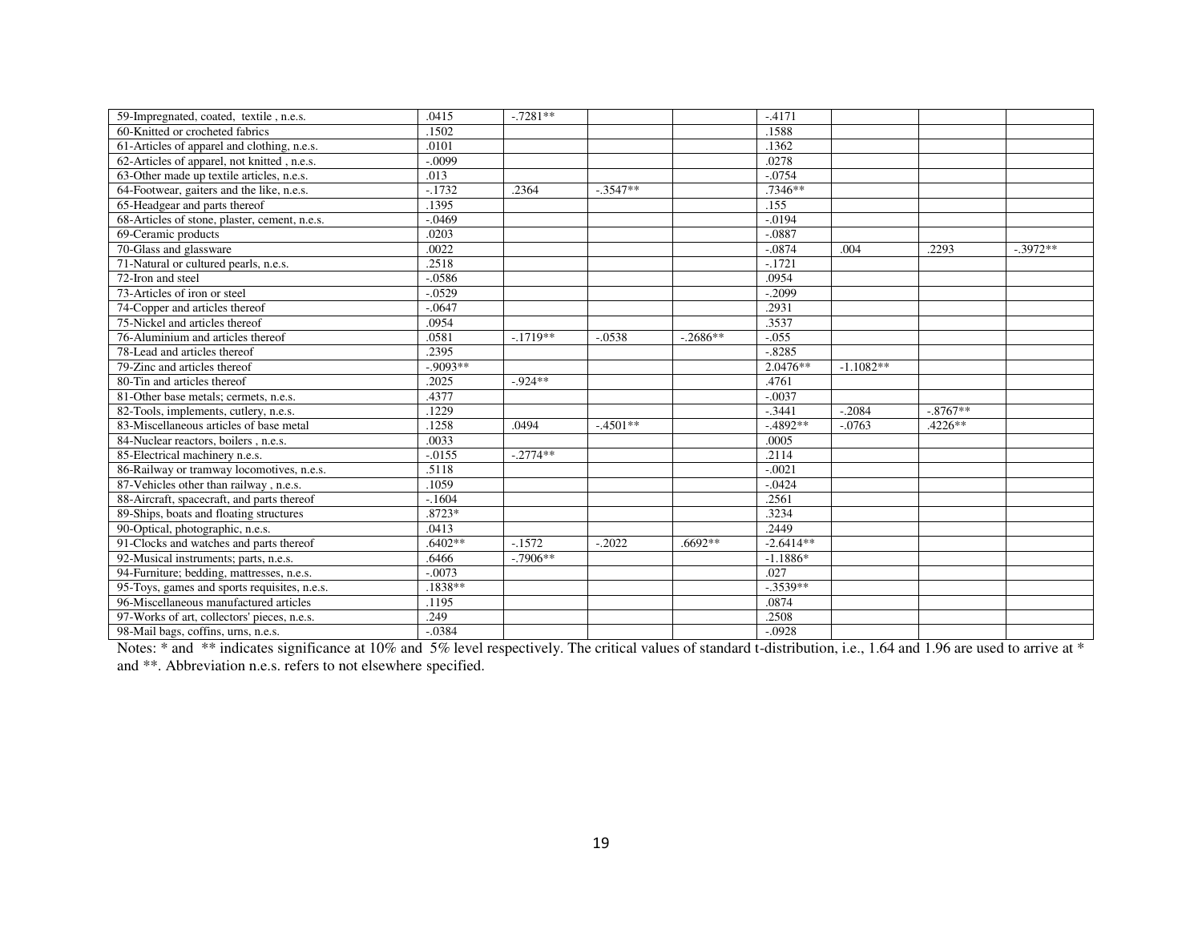| | | | | | | | | |
|---|---|---|---|---|---|---|---|---|
| 59-Impregnated, coated, textile , n.e.s. | .0415 | -.7281** | | | -.4171 | | | |
| 60-Knitted or crocheted fabrics | .1502 | | | | .1588 | | | |
| 61-Articles of apparel and clothing, n.e.s. | .0101 | | | | .1362 | | | |
| 62-Articles of apparel, not knitted , n.e.s. | -.0099 | | | | .0278 | | | |
| 63-Other made up textile articles, n.e.s. | .013 | | | | -.0754 | | | |
| 64-Footwear, gaiters and the like, n.e.s. | -.1732 | .2364 | -.3547** | | .7346** | | | |
| 65-Headgear and parts thereof | .1395 | | | | .155 | | | |
| 68-Articles of stone, plaster, cement, n.e.s. | -.0469 | | | | -.0194 | | | |
| 69-Ceramic products | .0203 | | | | -.0887 | | | |
| 70-Glass and glassware | .0022 | | | | -.0874 | .004 | .2293 | -.3972** |
| 71-Natural or cultured pearls, n.e.s. | .2518 | | | | -.1721 | | | |
| 72-Iron and steel | -.0586 | | | | .0954 | | | |
| 73-Articles of iron or steel | -.0529 | | | | -.2099 | | | |
| 74-Copper and articles thereof | -.0647 | | | | .2931 | | | |
| 75-Nickel and articles thereof | .0954 | | | | .3537 | | | |
| 76-Aluminium and articles thereof | .0581 | -.1719** | -.0538 | -.2686** | -.055 | | | |
| 78-Lead and articles thereof | .2395 | | | | -.8285 | | | |
| 79-Zinc and articles thereof | -.9093** | | | | 2.0476** | -1.1082** | | |
| 80-Tin and articles thereof | .2025 | -.924** | | | .4761 | | | |
| 81-Other base metals; cermets, n.e.s. | .4377 | | | | -.0037 | | | |
| 82-Tools, implements, cutlery, n.e.s. | .1229 | | | | -.3441 | -.2084 | -.8767** | |
| 83-Miscellaneous articles of base metal | .1258 | .0494 | -.4501** | | -.4892** | -.0763 | .4226** | |
| 84-Nuclear reactors, boilers , n.e.s. | .0033 | | | | .0005 | | | |
| 85-Electrical machinery n.e.s. | -.0155 | -.2774** | | | .2114 | | | |
| 86-Railway or tramway locomotives, n.e.s. | .5118 | | | | -.0021 | | | |
| 87-Vehicles other than railway , n.e.s. | .1059 | | | | -.0424 | | | |
| 88-Aircraft, spacecraft, and parts thereof | -.1604 | | | | .2561 | | | |
| 89-Ships, boats and floating structures | .8723* | | | | .3234 | | | |
| 90-Optical, photographic, n.e.s. | .0413 | | | | .2449 | | | |
| 91-Clocks and watches and parts thereof | .6402** | -.1572 | -.2022 | .6692** | -2.6414** | | | |
| 92-Musical instruments; parts, n.e.s. | .6466 | -.7906** | | | -1.1886* | | | |
| 94-Furniture; bedding, mattresses, n.e.s. | -.0073 | | | | .027 | | | |
| 95-Toys, games and sports requisites, n.e.s. | .1838** | | | | -.3539** | | | |
| 96-Miscellaneous manufactured articles | .1195 | | | | .0874 | | | |
| 97-Works of art, collectors' pieces, n.e.s. | .249 | | | | .2508 | | | |
| 98-Mail bags, coffins, urns, n.e.s. | -.0384 | | | | -.0928 | | | |

Notes: * and ** indicates significance at 10% and 5% level respectively. The critical values of standard t-distribution, i.e., 1.64 and 1.96 are used to arrive at * and **. Abbreviation n.e.s. refers to not elsewhere specified.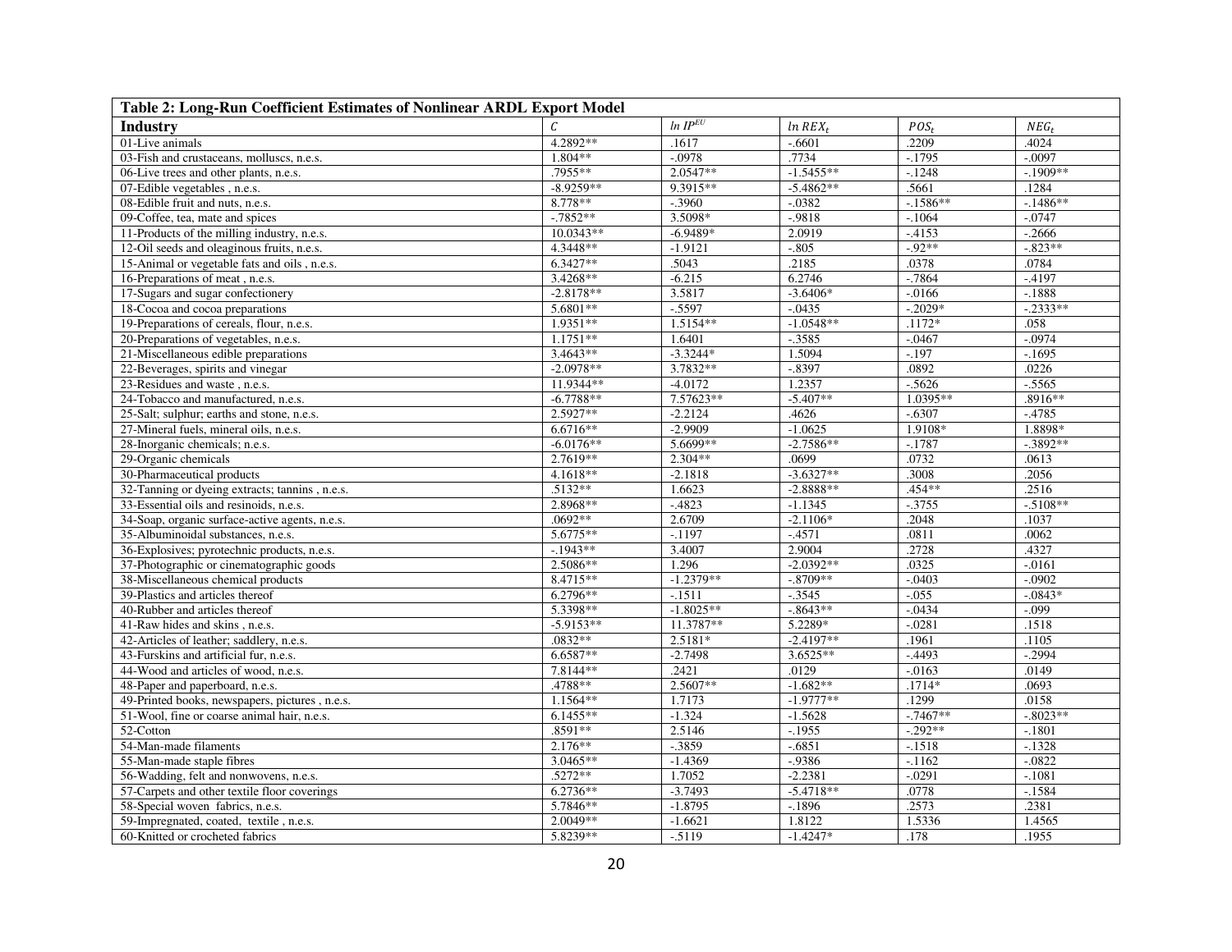**Table 2: Long-Run Coefficient Estimates of Nonlinear ARDL Export Model**

| Industry | $C$ | $ln\ IP^{EU}$ | $ln\ REX_t$ | $POS_t$ | $NEG_t$ |
|---|---|---|---|---|---|
| 01-Live animals | 4.2892** | .1617 | -.6601 | .2209 | .4024 |
| 03-Fish and crustaceans, molluscs, n.e.s. | 1.804** | -.0978 | .7734 | -.1795 | -.0097 |
| 06-Live trees and other plants, n.e.s. | .7955** | 2.0547** | -1.5455** | -.1248 | -.1909** |
| 07-Edible vegetables , n.e.s. | -8.9259** | 9.3915** | -5.4862** | .5661 | .1284 |
| 08-Edible fruit and nuts, n.e.s. | 8.778** | -.3960 | -.0382 | -.1586** | -.1486** |
| 09-Coffee, tea, mate and spices | -.7852** | 3.5098* | -.9818 | -.1064 | -.0747 |
| 11-Products of the milling industry, n.e.s. | 10.0343** | -6.9489* | 2.0919 | -.4153 | -.2666 |
| 12-Oil seeds and oleaginous fruits, n.e.s. | 4.3448** | -1.9121 | -.805 | -.92** | -.823** |
| 15-Animal or vegetable fats and oils , n.e.s. | 6.3427** | .5043 | .2185 | .0378 | .0784 |
| 16-Preparations of meat , n.e.s. | 3.4268** | -6.215 | 6.2746 | -.7864 | -.4197 |
| 17-Sugars and sugar confectionery | -2.8178** | 3.5817 | -3.6406* | -.0166 | -.1888 |
| 18-Cocoa and cocoa preparations | 5.6801** | -.5597 | -.0435 | -.2029* | -.2333** |
| 19-Preparations of cereals, flour, n.e.s. | 1.9351** | 1.5154** | -1.0548** | .1172* | .058 |
| 20-Preparations of vegetables, n.e.s. | 1.1751** | 1.6401 | -.3585 | -.0467 | -.0974 |
| 21-Miscellaneous edible preparations | 3.4643** | -3.3244* | 1.5094 | -.197 | -.1695 |
| 22-Beverages, spirits and vinegar | -2.0978** | 3.7832** | -.8397 | .0892 | .0226 |
| 23-Residues and waste , n.e.s. | 11.9344** | -4.0172 | 1.2357 | -.5626 | -.5565 |
| 24-Tobacco and manufactured, n.e.s. | -6.7788** | 7.57623** | -5.407** | 1.0395** | .8916** |
| 25-Salt; sulphur; earths and stone, n.e.s. | 2.5927** | -2.2124 | .4626 | -.6307 | -.4785 |
| 27-Mineral fuels, mineral oils, n.e.s. | 6.6716** | -2.9909 | -1.0625 | 1.9108* | 1.8898* |
| 28-Inorganic chemicals; n.e.s. | -6.0176** | 5.6699** | -2.7586** | -.1787 | -.3892** |
| 29-Organic chemicals | 2.7619** | 2.304** | .0699 | .0732 | .0613 |
| 30-Pharmaceutical products | 4.1618** | -2.1818 | -3.6327** | .3008 | .2056 |
| 32-Tanning or dyeing extracts; tannins , n.e.s. | .5132** | 1.6623 | -2.8888** | .454** | .2516 |
| 33-Essential oils and resinoids, n.e.s. | 2.8968** | -.4823 | -1.1345 | -.3755 | -.5108** |
| 34-Soap, organic surface-active agents, n.e.s. | .0692** | 2.6709 | -2.1106* | .2048 | .1037 |
| 35-Albuminoidal substances, n.e.s. | 5.6775** | -.1197 | -.4571 | .0811 | .0062 |
| 36-Explosives; pyrotechnic products, n.e.s. | -.1943** | 3.4007 | 2.9004 | .2728 | .4327 |
| 37-Photographic or cinematographic goods | 2.5086** | 1.296 | -2.0392** | .0325 | -.0161 |
| 38-Miscellaneous chemical products | 8.4715** | -1.2379** | -.8709** | -.0403 | -.0902 |
| 39-Plastics and articles thereof | 6.2796** | -.1511 | -.3545 | -.055 | -.0843* |
| 40-Rubber and articles thereof | 5.3398** | -1.8025** | -.8643** | -.0434 | -.099 |
| 41-Raw hides and skins , n.e.s. | -5.9153** | 11.3787** | 5.2289* | -.0281 | .1518 |
| 42-Articles of leather; saddlery, n.e.s. | .0832** | 2.5181* | -2.4197** | .1961 | .1105 |
| 43-Furskins and artificial fur, n.e.s. | 6.6587** | -2.7498 | 3.6525** | -.4493 | -.2994 |
| 44-Wood and articles of wood, n.e.s. | 7.8144** | .2421 | .0129 | -.0163 | .0149 |
| 48-Paper and paperboard, n.e.s. | .4788** | 2.5607** | -1.682** | .1714* | .0693 |
| 49-Printed books, newspapers, pictures , n.e.s. | 1.1564** | 1.7173 | -1.9777** | .1299 | .0158 |
| 51-Wool, fine or coarse animal hair, n.e.s. | 6.1455** | -1.324 | -1.5628 | -.7467** | -.8023** |
| 52-Cotton | .8591** | 2.5146 | -.1955 | -.292** | -.1801 |
| 54-Man-made filaments | 2.176** | -.3859 | -.6851 | -.1518 | -.1328 |
| 55-Man-made staple fibres | 3.0465** | -1.4369 | -.9386 | -.1162 | -.0822 |
| 56-Wadding, felt and nonwovens, n.e.s. | .5272** | 1.7052 | -2.2381 | -.0291 | -.1081 |
| 57-Carpets and other textile floor coverings | 6.2736** | -3.7493 | -5.4718** | .0778 | -.1584 |
| 58-Special woven fabrics, n.e.s. | 5.7846** | -1.8795 | -.1896 | .2573 | .2381 |
| 59-Impregnated, coated, textile , n.e.s. | 2.0049** | -1.6621 | 1.8122 | 1.5336 | 1.4565 |
| 60-Knitted or crocheted fabrics | 5.8239** | -.5119 | -1.4247* | .178 | .1955 |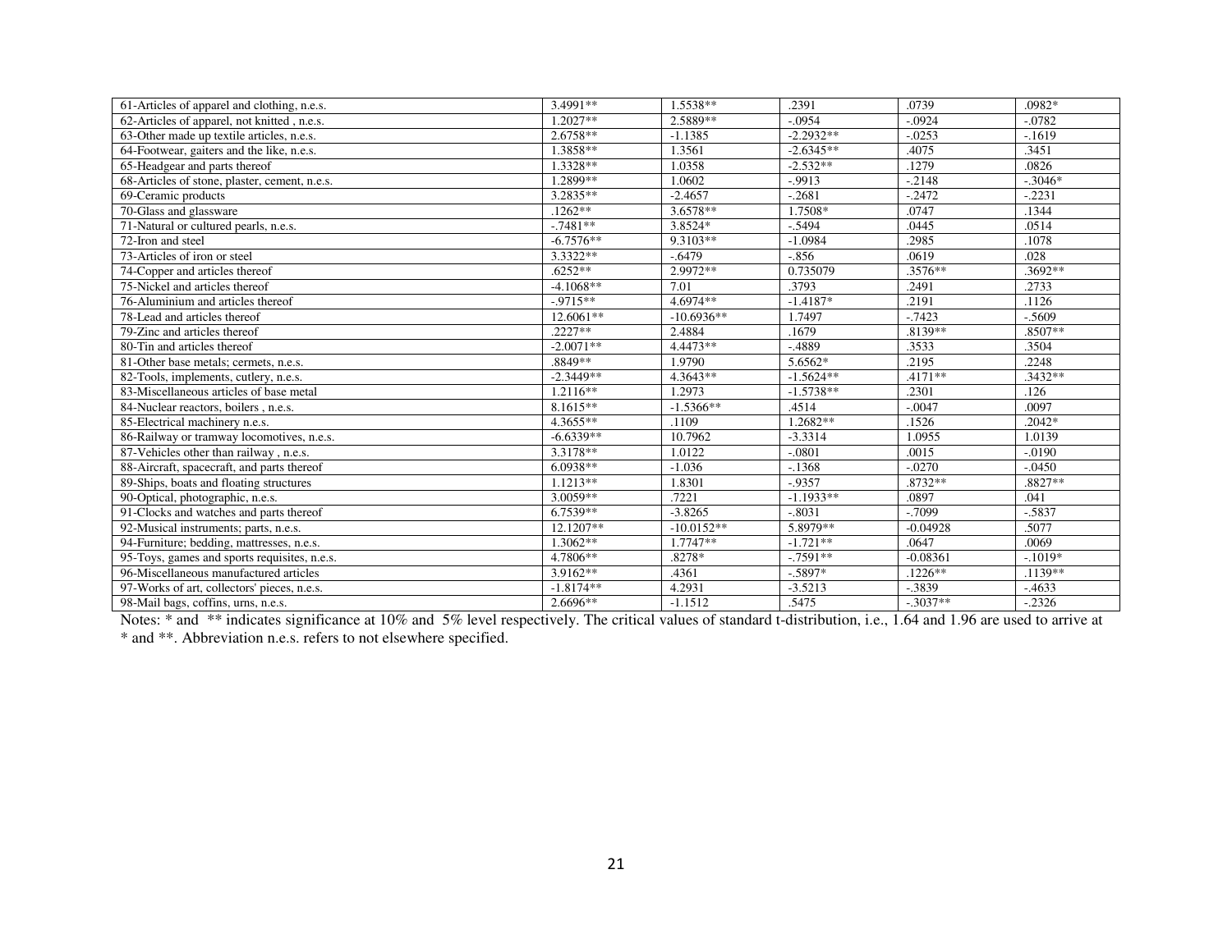| | | | | | |
|---|---|---|---|---|---|
| 61-Articles of apparel and clothing, n.e.s. | 3.4991** | 1.5538** | .2391 | .0739 | .0982* |
| 62-Articles of apparel, not knitted , n.e.s. | 1.2027** | 2.5889** | -.0954 | -.0924 | -.0782 |
| 63-Other made up textile articles, n.e.s. | 2.6758** | -1.1385 | -2.2932** | -.0253 | -.1619 |
| 64-Footwear, gaiters and the like, n.e.s. | 1.3858** | 1.3561 | -2.6345** | .4075 | .3451 |
| 65-Headgear and parts thereof | 1.3328** | 1.0358 | -2.532** | .1279 | .0826 |
| 68-Articles of stone, plaster, cement, n.e.s. | 1.2899** | 1.0602 | -.9913 | -.2148 | -.3046* |
| 69-Ceramic products | 3.2835** | -2.4657 | -.2681 | -.2472 | -.2231 |
| 70-Glass and glassware | .1262** | 3.6578** | 1.7508* | .0747 | .1344 |
| 71-Natural or cultured pearls, n.e.s. | -.7481** | 3.8524* | -.5494 | .0445 | .0514 |
| 72-Iron and steel | -6.7576** | 9.3103** | -1.0984 | .2985 | .1078 |
| 73-Articles of iron or steel | 3.3322** | -.6479 | -.856 | .0619 | .028 |
| 74-Copper and articles thereof | .6252** | 2.9972** | 0.735079 | .3576** | .3692** |
| 75-Nickel and articles thereof | -4.1068** | 7.01 | .3793 | .2491 | .2733 |
| 76-Aluminium and articles thereof | -.9715** | 4.6974** | -1.4187* | .2191 | .1126 |
| 78-Lead and articles thereof | 12.6061** | -10.6936** | 1.7497 | -.7423 | -.5609 |
| 79-Zinc and articles thereof | .2227** | 2.4884 | .1679 | .8139** | .8507** |
| 80-Tin and articles thereof | -2.0071** | 4.4473** | -.4889 | .3533 | .3504 |
| 81-Other base metals; cermets, n.e.s. | .8849** | 1.9790 | 5.6562* | .2195 | .2248 |
| 82-Tools, implements, cutlery, n.e.s. | -2.3449** | 4.3643** | -1.5624** | .4171** | .3432** |
| 83-Miscellaneous articles of base metal | 1.2116** | 1.2973 | -1.5738** | .2301 | .126 |
| 84-Nuclear reactors, boilers , n.e.s. | 8.1615** | -1.5366** | .4514 | -.0047 | .0097 |
| 85-Electrical machinery n.e.s. | 4.3655** | .1109 | 1.2682** | .1526 | .2042* |
| 86-Railway or tramway locomotives, n.e.s. | -6.6339** | 10.7962 | -3.3314 | 1.0955 | 1.0139 |
| 87-Vehicles other than railway , n.e.s. | 3.3178** | 1.0122 | -.0801 | .0015 | -.0190 |
| 88-Aircraft, spacecraft, and parts thereof | 6.0938** | -1.036 | -.1368 | -.0270 | -.0450 |
| 89-Ships, boats and floating structures | 1.1213** | 1.8301 | -.9357 | .8732** | .8827** |
| 90-Optical, photographic, n.e.s. | 3.0059** | .7221 | -1.1933** | .0897 | .041 |
| 91-Clocks and watches and parts thereof | 6.7539** | -3.8265 | -.8031 | -.7099 | -.5837 |
| 92-Musical instruments; parts, n.e.s. | 12.1207** | -10.0152** | 5.8979** | -0.04928 | .5077 |
| 94-Furniture; bedding, mattresses, n.e.s. | 1.3062** | 1.7747** | -1.721** | .0647 | .0069 |
| 95-Toys, games and sports requisites, n.e.s. | 4.7806** | .8278* | -.7591** | -0.08361 | -.1019* |
| 96-Miscellaneous manufactured articles | 3.9162** | .4361 | -.5897* | .1226** | .1139** |
| 97-Works of art, collectors' pieces, n.e.s. | -1.8174** | 4.2931 | -3.5213 | -.3839 | -.4633 |
| 98-Mail bags, coffins, urns, n.e.s. | 2.6696** | -1.1512 | .5475 | -.3037** | -.2326 |

Notes: * and ** indicates significance at 10% and 5% level respectively. The critical values of standard t-distribution, i.e., 1.64 and 1.96 are used to arrive at * and **. Abbreviation n.e.s. refers to not elsewhere specified.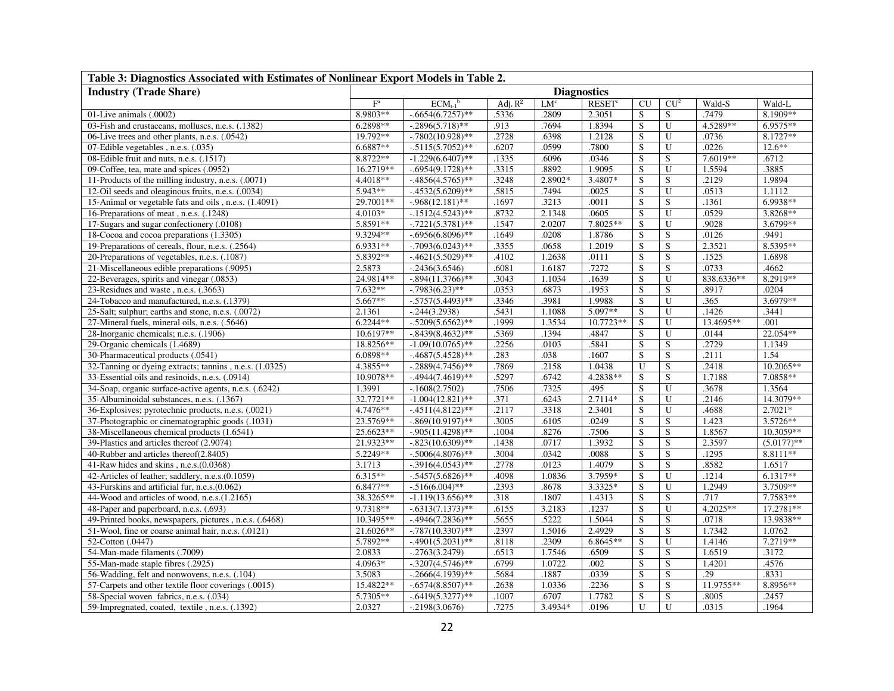| Table 3: Diagnostics Associated with Estimates of Nonlinear Export Models in Table 2. | | | | | | | | | |
|---|---|---|---|---|---|---|---|---|---|
| **Industry (Trade Share)** | **Diagnostics** | | | | | | | | |
| | F[a] | $ECM_{t-1}$[b] | Adj. $R^2$ | LM[c] | RESET[c] | CU | $CU^2$ | Wald-S | Wald-L |
| 01-Live animals (.0002) | 8.9803** | -.6654(6.7257)** | .5336 | .2809 | 2.3051 | S | S | .7479 | 8.1909** |
| 03-Fish and crustaceans, molluscs, n.e.s. (.1382) | 6.2898** | -.2896(5.718)** | .913 | .7694 | 1.8394 | S | U | 4.5289** | 6.9575** |
| 06-Live trees and other plants, n.e.s. (.0542) | 19.792** | -.7802(10.928)** | .2728 | .6398 | 1.2128 | S | U | .0736 | 8.1727** |
| 07-Edible vegetables , n.e.s. (.035) | 6.6887** | -.5115(5.7052)** | .6207 | .0599 | .7800 | S | U | .0226 | 12.6** |
| 08-Edible fruit and nuts, n.e.s. (.1517) | 8.8722** | -1.229(6.6407)** | .1335 | .6096 | .0346 | S | S | 7.6019** | .6712 |
| 09-Coffee, tea, mate and spices (.0952) | 16.2719** | -.6954(9.1728)** | .3315 | .8892 | 1.9095 | S | U | 1.5594 | .3885 |
| 11-Products of the milling industry, n.e.s. (.0071) | 4.4018** | -.4856(4.5765)** | .3248 | 2.8902* | 3.4807* | S | S | .2129 | 1.9894 |
| 12-Oil seeds and oleaginous fruits, n.e.s. (.0034) | 5.943** | -.4532(5.6209)** | .5815 | .7494 | .0025 | S | U | .0513 | 1.1112 |
| 15-Animal or vegetable fats and oils , n.e.s. (1.4091) | 29.7001** | -.968(12.181)** | .1697 | .3213 | .0011 | S | S | .1361 | 6.9938** |
| 16-Preparations of meat , n.e.s. (.1248) | 4.0103* | -.1512(4.5243)** | .8732 | 2.1348 | .0605 | S | U | .0529 | 3.8268** |
| 17-Sugars and sugar confectionery (.0108) | 5.8591** | -.7221(5.3781)** | .1547 | 2.0207 | 7.8025** | S | U | .9028 | 3.6799** |
| 18-Cocoa and cocoa preparations (1.3305) | 9.3294** | -.6956(6.8096)** | .1649 | .0208 | 1.8786 | S | S | .0126 | .9491 |
| 19-Preparations of cereals, flour, n.e.s. (.2564) | 6.9331** | -.7093(6.0243)** | .3355 | .0658 | 1.2019 | S | S | 2.3521 | 8.5395** |
| 20-Preparations of vegetables, n.e.s. (.1087) | 5.8392** | -.4621(5.5029)** | .4102 | 1.2638 | .0111 | S | S | .1525 | 1.6898 |
| 21-Miscellaneous edible preparations (.9095) | 2.5873 | -.2436(3.6546) | .6081 | 1.6187 | .7272 | S | S | .0733 | .4662 |
| 22-Beverages, spirits and vinegar (.0853) | 24.9814** | -.894(11.3766)** | .3043 | 1.1034 | .1639 | S | U | 838.6336** | 8.2919** |
| 23-Residues and waste , n.e.s. (.3663) | 7.632** | -.7983(6.23)** | .0353 | .6873 | .1953 | S | S | .8917 | .0204 |
| 24-Tobacco and manufactured, n.e.s. (.1379) | 5.667** | -.5757(5.4493)** | .3346 | .3981 | 1.9988 | S | U | .365 | 3.6979** |
| 25-Salt; sulphur; earths and stone, n.e.s. (.0072) | 2.1361 | -.244(3.2938) | .5431 | 1.1088 | 5.097** | S | U | .1426 | .3441 |
| 27-Mineral fuels, mineral oils, n.e.s. (.5646) | 6.2244** | -.5209(5.6562)** | .1999 | 1.3534 | 10.7723** | S | U | 13.4695** | .001 |
| 28-Inorganic chemicals; n.e.s. (.1906) | 10.6197** | -.8439(8.4632)** | .5369 | .1394 | .4847 | S | U | .0144 | 22.054** |
| 29-Organic chemicals (1.4689) | 18.8256** | -1.09(10.0765)** | .2256 | .0103 | .5841 | S | S | .2729 | 1.1349 |
| 30-Pharmaceutical products (.0541) | 6.0898** | -.4687(5.4528)** | .283 | .038 | .1607 | S | S | .2111 | 1.54 |
| 32-Tanning or dyeing extracts; tannins , n.e.s. (1.0325) | 4.3855** | -.2889(4.7456)** | .7869 | .2158 | 1.0438 | U | S | .2418 | 10.2065** |
| 33-Essential oils and resinoids, n.e.s. (.0914) | 10.9078** | -.4944(7.4619)** | .5297 | .6742 | 4.2838** | S | S | 1.7188 | 7.0858** |
| 34-Soap, organic surface-active agents, n.e.s. (.6242) | 1.3991 | -.1608(2.7502) | .7506 | .7325 | .495 | S | U | .3678 | 1.3564 |
| 35-Albuminoidal substances, n.e.s. (.1367) | 32.7721** | -1.004(12.821)** | .371 | .6243 | 2.7114* | S | U | .2146 | 14.3079** |
| 36-Explosives; pyrotechnic products, n.e.s. (.0021) | 4.7476** | -.4511(4.8122)** | .2117 | .3318 | 2.3401 | S | U | .4688 | 2.7021* |
| 37-Photographic or cinematographic goods (.1031) | 23.5769** | -.869(10.9197)** | .3005 | .6105 | .0249 | S | S | 1.423 | 3.5726** |
| 38-Miscellaneous chemical products (1.6541) | 25.6623** | -.905(11.4298)** | .1004 | .8276 | .7506 | S | S | 1.8567 | 10.3059** |
| 39-Plastics and articles thereof (2.9074) | 21.9323** | -.823(10.6309)** | .1438 | .0717 | 1.3932 | S | S | 2.3597 | (5.0177)** |
| 40-Rubber and articles thereof(2.8405) | 5.2249** | -.5006(4.8076)** | .3004 | .0342 | .0088 | S | S | .1295 | 8.8111** |
| 41-Raw hides and skins , n.e.s.(0.0368) | 3.1713 | -.3916(4.0543)** | .2778 | .0123 | 1.4079 | S | S | .8582 | 1.6517 |
| 42-Articles of leather; saddlery, n.e.s.(0.1059) | 6.315** | -.5457(5.6826)** | .4098 | 1.0836 | 3.7959* | S | U | .1214 | 6.1317** |
| 43-Furskins and artificial fur, n.e.s.(0.062) | 6.8477** | -.516(6.004)** | .2393 | .8678 | 3.3325* | S | U | 1.2949 | 3.7509** |
| 44-Wood and articles of wood, n.e.s.(1.2165) | 38.3265** | -1.119(13.656)** | .318 | .1807 | 1.4313 | S | S | .717 | 7.7583** |
| 48-Paper and paperboard, n.e.s. (.693) | 9.7318** | -.6313(7.1373)** | .6155 | 3.2183 | .1237 | S | U | 4.2025** | 17.2781** |
| 49-Printed books, newspapers, pictures , n.e.s. (.6468) | 10.3495** | -.4946(7.2836)** | .5655 | .5222 | 1.5044 | S | S | .0718 | 13.9838** |
| 51-Wool, fine or coarse animal hair, n.e.s. (.0121) | 21.6026** | -.787(10.3307)** | .2397 | 1.5016 | 2.4929 | S | S | 1.7342 | 1.0762 |
| 52-Cotton (.0447) | 5.7892** | -.4901(5.2031)** | .8118 | .2309 | 6.8645** | S | U | 1.4146 | 7.2719** |
| 54-Man-made filaments (.7009) | 2.0833 | -.2763(3.2479) | .6513 | 1.7546 | .6509 | S | S | 1.6519 | .3172 |
| 55-Man-made staple fibres (.2925) | 4.0963* | -.3207(4.5746)** | .6799 | 1.0722 | .002 | S | S | 1.4201 | .4576 |
| 56-Wadding, felt and nonwovens, n.e.s. (.104) | 3.5083 | -.2666(4.1939)** | .5684 | .1887 | .0339 | S | S | .29 | .8331 |
| 57-Carpets and other textile floor coverings (.0015) | 15.4822** | -.6574(8.8507)** | .2638 | 1.0336 | .2236 | S | S | 11.9755** | 8.8956** |
| 58-Special woven fabrics, n.e.s. (.034) | 5.7305** | -.6419(5.3277)** | .1007 | .6707 | 1.7782 | S | S | .8005 | .2457 |
| 59-Impregnated, coated, textile , n.e.s. (.1392) | 2.0327 | -.2198(3.0676) | .7275 | 3.4934* | .0196 | U | U | .0315 | .1964 |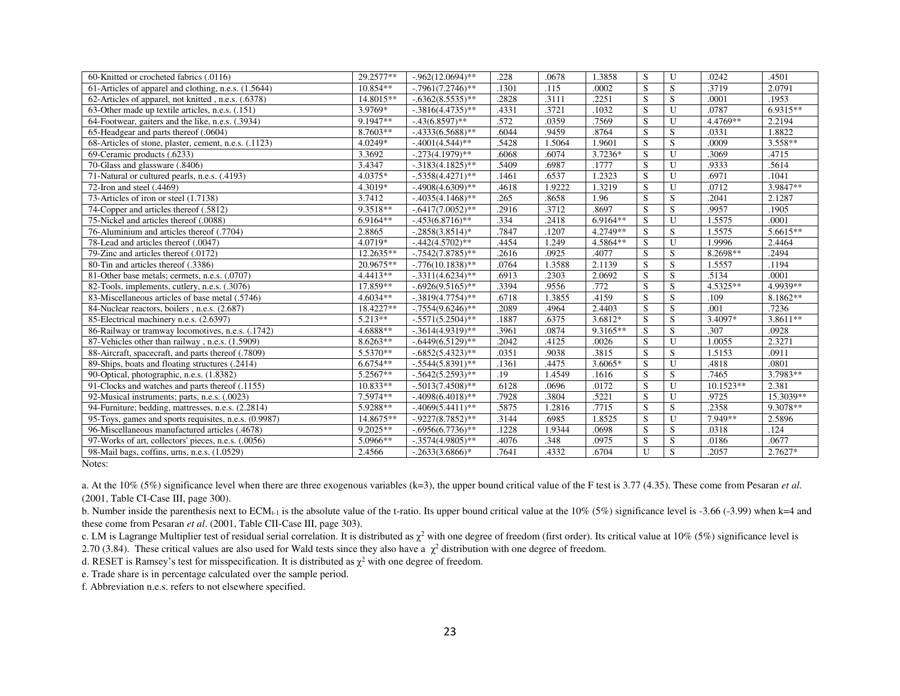| | | | | | | | | | |
|---|---|---|---|---|---|---|---|---|---|
| 60-Knitted or crocheted fabrics (.0116) | 29.2577** | -.962(12.0694)** | .228 | .0678 | 1.3858 | S | U | .0242 | .4501 |
| 61-Articles of apparel and clothing, n.e.s. (1.5644) | 10.854** | -.7961(7.2746)** | .1301 | .115 | .0002 | S | S | .3719 | 2.0791 |
| 62-Articles of apparel, not knitted , n.e.s. (.6378) | 14.8015** | -.6362(8.5535)** | .2828 | .3111 | .2251 | S | S | .0001 | .1953 |
| 63-Other made up textile articles, n.e.s. (.151) | 3.9769* | -.3816(4.4735)** | .4331 | .3721 | .1032 | S | U | .0787 | 6.9315** |
| 64-Footwear, gaiters and the like, n.e.s. (.3934) | 9.1947** | -.43(6.8597)** | .572 | .0359 | .7569 | S | U | 4.4769** | 2.2194 |
| 65-Headgear and parts thereof (.0604) | 8.7603** | -.4333(6.5688)** | .6044 | .9459 | .8764 | S | S | .0331 | 1.8822 |
| 68-Articles of stone, plaster, cement, n.e.s. (.1123) | 4.0249* | -.4001(4.544)** | .5428 | 1.5064 | 1.9601 | S | S | .0009 | 3.558** |
| 69-Ceramic products (.6233) | 3.3692 | -.273(4.1979)** | .6068 | .6074 | 3.7236* | S | U | .3069 | .4715 |
| 70-Glass and glassware (.8406) | 3.4347 | -.3183(4.1825)** | .5409 | .6987 | .1777 | S | U | .9333 | .5614 |
| 71-Natural or cultured pearls, n.e.s. (.4193) | 4.0375* | -.5358(4.4271)** | .1461 | .6537 | 1.2323 | S | U | .6971 | .1041 |
| 72-Iron and steel (.4469) | 4.3019* | -.4908(4.6309)** | .4618 | 1.9222 | 1.3219 | S | U | .0712 | 3.9847** |
| 73-Articles of iron or steel (1.7138) | 3.7412 | -.4035(4.1468)** | .265 | .8658 | 1.96 | S | S | .2041 | 2.1287 |
| 74-Copper and articles thereof (.5812) | 9.3518** | -.6417(7.0052)** | .2916 | .3712 | .8697 | S | S | .9957 | .1905 |
| 75-Nickel and articles thereof (.0088) | 6.9164** | -.453(6.8716)** | .334 | .2418 | 6.9164** | S | U | 1.5575 | .0001 |
| 76-Aluminium and articles thereof (.7704) | 2.8865 | -.2858(3.8514)* | .7847 | .1207 | 4.2749** | S | S | 1.5575 | 5.6615** |
| 78-Lead and articles thereof (.0047) | 4.0719* | -.442(4.5702)** | .4454 | 1.249 | 4.5864** | S | U | 1.9996 | 2.4464 |
| 79-Zinc and articles thereof (.0172) | 12.2635** | -.7542(7.8785)** | .2616 | .0925 | .4077 | S | S | 8.2698** | .2494 |
| 80-Tin and articles thereof (.3386) | 20.9675** | -.776(10.1838)** | .0764 | 1.3588 | 2.1139 | S | S | 1.5557 | .1194 |
| 81-Other base metals; cermets, n.e.s. (.0707) | 4.4413** | -.3311(4.6234)** | .6913 | .2303 | 2.0692 | S | S | .5134 | .0001 |
| 82-Tools, implements, cutlery, n.e.s. (.3076) | 17.859** | -.6926(9.5165)** | .3394 | .9556 | .772 | S | S | 4.5325** | 4.9939** |
| 83-Miscellaneous articles of base metal (.5746) | 4.6034** | -.3819(4.7754)** | .6718 | 1.3855 | .4159 | S | S | .109 | 8.1862** |
| 84-Nuclear reactors, boilers , n.e.s. (2.687) | 18.4227** | -.7554(9.6246)** | .2089 | .4964 | 2.4403 | S | S | .001 | .7236 |
| 85-Electrical machinery n.e.s. (2.6397) | 5.213** | -.5571(5.2504)** | .1887 | .6375 | 3.6812* | S | S | 3.4097* | 3.8611** |
| 86-Railway or tramway locomotives, n.e.s. (.1742) | 4.6888** | -.3614(4.9319)** | .3961 | .0874 | 9.3165** | S | S | .307 | .0928 |
| 87-Vehicles other than railway , n.e.s. (1.5909) | 8.6263** | -.6449(6.5129)** | .2042 | .4125 | .0026 | S | U | 1.0055 | 2.3271 |
| 88-Aircraft, spacecraft, and parts thereof (.7809) | 5.5370** | -.6852(5.4323)** | .0351 | .9038 | .3815 | S | S | 1.5153 | .0911 |
| 89-Ships, boats and floating structures (.2414) | 6.6754** | -.5544(5.8391)** | .1361 | .4475 | 3.6065* | S | U | .4818 | .0801 |
| 90-Optical, photographic, n.e.s. (1.8382) | 5.2567** | -.5642(5.2593)** | .19 | 1.4549 | .1616 | S | S | .7465 | 3.7983** |
| 91-Clocks and watches and parts thereof (.1155) | 10.833** | -.5013(7.4508)** | .6128 | .0696 | .0172 | S | U | 10.1523** | 2.381 |
| 92-Musical instruments; parts, n.e.s. (.0023) | 7.5974** | -.4098(6.4018)** | .7928 | .3804 | .5221 | S | U | .9725 | 15.3039** |
| 94-Furniture; bedding, mattresses, n.e.s. (2.2814) | 5.9288** | -.4069(5.4411)** | .5875 | 1.2816 | .7715 | S | S | .2358 | 9.3078** |
| 95-Toys, games and sports requisites, n.e.s. (0.9987) | 14.8675** | -.9227(8.7852)** | .3144 | .6985 | 1.8525 | S | U | 7.949** | 2.5896 |
| 96-Miscellaneous manufactured articles (.4678) | 9.2025** | -.6956(6.7736)** | .1228 | 1.9344 | .0698 | S | S | .0318 | .124 |
| 97-Works of art, collectors' pieces, n.e.s. (.0056) | 5.0966** | -.3574(4.9805)** | .4076 | .348 | .0975 | S | S | .0186 | .0677 |
| 98-Mail bags, coffins, urns, n.e.s. (1.0529) | 2.4566 | -.2633(3.6866)* | .7641 | .4332 | .6704 | U | S | .2057 | 2.7627* |

Notes:

a. At the 10% (5%) significance level when there are three exogenous variables (k=3), the upper bound critical value of the F test is 3.77 (4.35). These come from Pesaran *et al.* (2001, Table CI-Case III, page 300).

b. Number inside the parenthesis next to $ECM_{t-1}$ is the absolute value of the t-ratio. Its upper bound critical value at the 10% (5%) significance level is -3.66 (-3.99) when k=4 and these come from Pesaran *et al*. (2001, Table CII-Case III, page 303).

c. LM is Lagrange Multiplier test of residual serial correlation. It is distributed as $\chi^2$ with one degree of freedom (first order). Its critical value at 10% (5%) significance level is 2.70 (3.84). These critical values are also used for Wald tests since they also have a $\chi^2$ distribution with one degree of freedom.

d. RESET is Ramsey's test for misspecification. It is distributed as $\chi^2$ with one degree of freedom.

e. Trade share is in percentage calculated over the sample period.

f. Abbreviation n.e.s. refers to not elsewhere specified.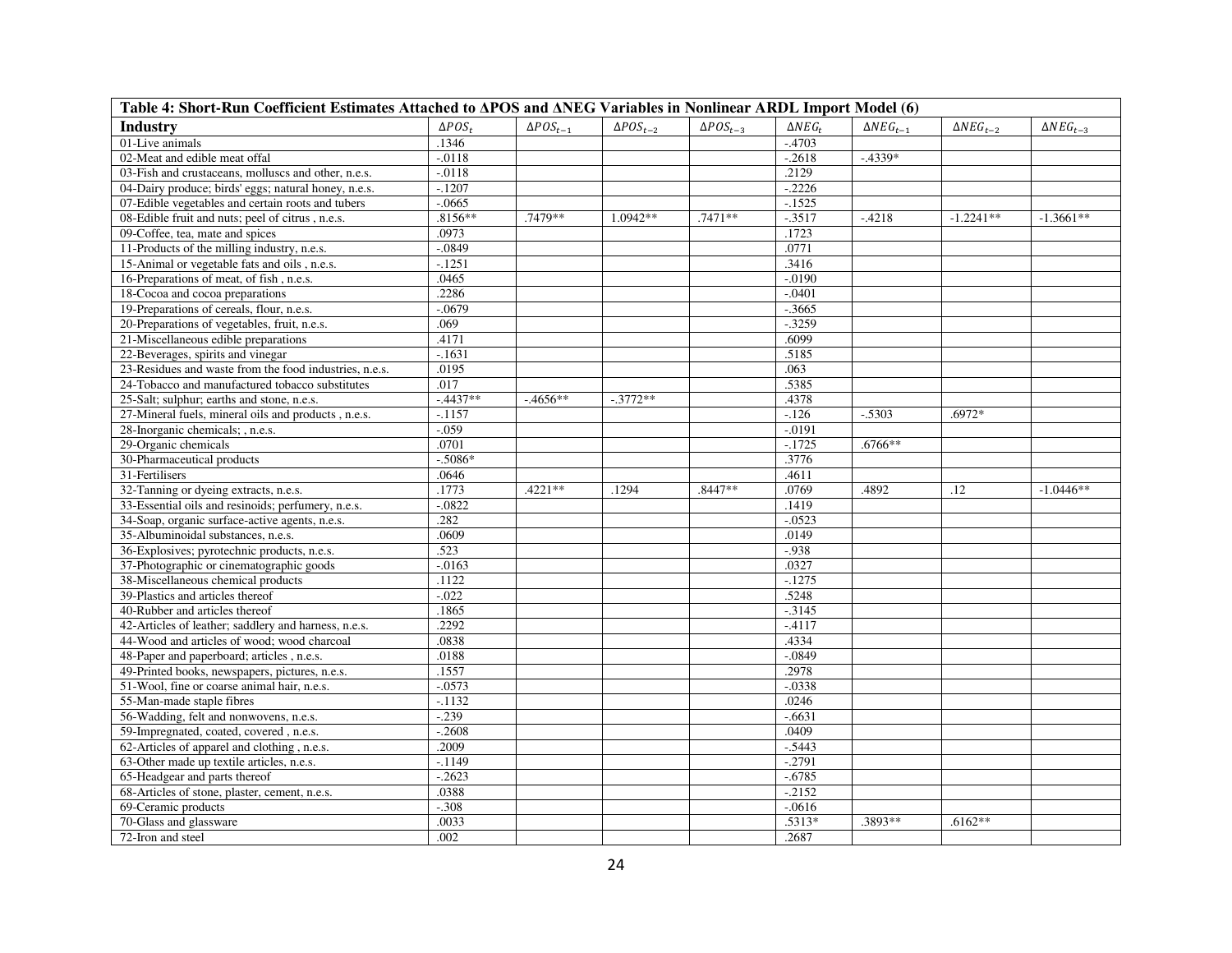**Table 4: Short-Run Coefficient Estimates Attached to ΔPOS and ΔNEG Variables in Nonlinear ARDL Import Model (6)**

| Industry | $\Delta POS_t$ | $\Delta POS_{t-1}$ | $\Delta POS_{t-2}$ | $\Delta POS_{t-3}$ | $\Delta NEG_t$ | $\Delta NEG_{t-1}$ | $\Delta NEG_{t-2}$ | $\Delta NEG_{t-3}$ |
|---|---|---|---|---|---|---|---|---|
| 01-Live animals | .1346 | | | | -.4703 | | | |
| 02-Meat and edible meat offal | -.0118 | | | | -.2618 | -.4339* | | |
| 03-Fish and crustaceans, molluscs and other, n.e.s. | -.0118 | | | | .2129 | | | |
| 04-Dairy produce; birds' eggs; natural honey, n.e.s. | -.1207 | | | | -.2226 | | | |
| 07-Edible vegetables and certain roots and tubers | -.0665 | | | | -.1525 | | | |
| 08-Edible fruit and nuts; peel of citrus , n.e.s. | .8156** | .7479** | 1.0942** | .7471** | -.3517 | -.4218 | -1.2241** | -1.3661** |
| 09-Coffee, tea, mate and spices | .0973 | | | | .1723 | | | |
| 11-Products of the milling industry, n.e.s. | -.0849 | | | | .0771 | | | |
| 15-Animal or vegetable fats and oils , n.e.s. | -.1251 | | | | .3416 | | | |
| 16-Preparations of meat, of fish , n.e.s. | .0465 | | | | -.0190 | | | |
| 18-Cocoa and cocoa preparations | .2286 | | | | -.0401 | | | |
| 19-Preparations of cereals, flour, n.e.s. | -.0679 | | | | -.3665 | | | |
| 20-Preparations of vegetables, fruit, n.e.s. | .069 | | | | -.3259 | | | |
| 21-Miscellaneous edible preparations | .4171 | | | | .6099 | | | |
| 22-Beverages, spirits and vinegar | -.1631 | | | | .5185 | | | |
| 23-Residues and waste from the food industries, n.e.s. | .0195 | | | | .063 | | | |
| 24-Tobacco and manufactured tobacco substitutes | .017 | | | | .5385 | | | |
| 25-Salt; sulphur; earths and stone, n.e.s. | -.4437** | -.4656** | -.3772** | | .4378 | | | |
| 27-Mineral fuels, mineral oils and products , n.e.s. | -.1157 | | | | -.126 | -.5303 | .6972* | |
| 28-Inorganic chemicals; , n.e.s. | -.059 | | | | -.0191 | | | |
| 29-Organic chemicals | .0701 | | | | -.1725 | .6766** | | |
| 30-Pharmaceutical products | -.5086* | | | | .3776 | | | |
| 31-Fertilisers | .0646 | | | | .4611 | | | |
| 32-Tanning or dyeing extracts, n.e.s. | .1773 | .4221** | .1294 | .8447** | .0769 | .4892 | .12 | -1.0446** |
| 33-Essential oils and resinoids; perfumery, n.e.s. | -.0822 | | | | .1419 | | | |
| 34-Soap, organic surface-active agents, n.e.s. | .282 | | | | -.0523 | | | |
| 35-Albuminoidal substances, n.e.s. | .0609 | | | | .0149 | | | |
| 36-Explosives; pyrotechnic products, n.e.s. | .523 | | | | -.938 | | | |
| 37-Photographic or cinematographic goods | -.0163 | | | | .0327 | | | |
| 38-Miscellaneous chemical products | .1122 | | | | -.1275 | | | |
| 39-Plastics and articles thereof | -.022 | | | | .5248 | | | |
| 40-Rubber and articles thereof | .1865 | | | | -.3145 | | | |
| 42-Articles of leather; saddlery and harness, n.e.s. | .2292 | | | | -.4117 | | | |
| 44-Wood and articles of wood; wood charcoal | .0838 | | | | .4334 | | | |
| 48-Paper and paperboard; articles , n.e.s. | .0188 | | | | -.0849 | | | |
| 49-Printed books, newspapers, pictures, n.e.s. | .1557 | | | | .2978 | | | |
| 51-Wool, fine or coarse animal hair, n.e.s. | -.0573 | | | | -.0338 | | | |
| 55-Man-made staple fibres | -.1132 | | | | .0246 | | | |
| 56-Wadding, felt and nonwovens, n.e.s. | -.239 | | | | -.6631 | | | |
| 59-Impregnated, coated, covered , n.e.s. | -.2608 | | | | .0409 | | | |
| 62-Articles of apparel and clothing , n.e.s. | .2009 | | | | -.5443 | | | |
| 63-Other made up textile articles, n.e.s. | -.1149 | | | | -.2791 | | | |
| 65-Headgear and parts thereof | -.2623 | | | | -.6785 | | | |
| 68-Articles of stone, plaster, cement, n.e.s. | .0388 | | | | -.2152 | | | |
| 69-Ceramic products | -.308 | | | | -.0616 | | | |
| 70-Glass and glassware | .0033 | | | | .5313* | .3893** | .6162** | |
| 72-Iron and steel | .002 | | | | .2687 | | | |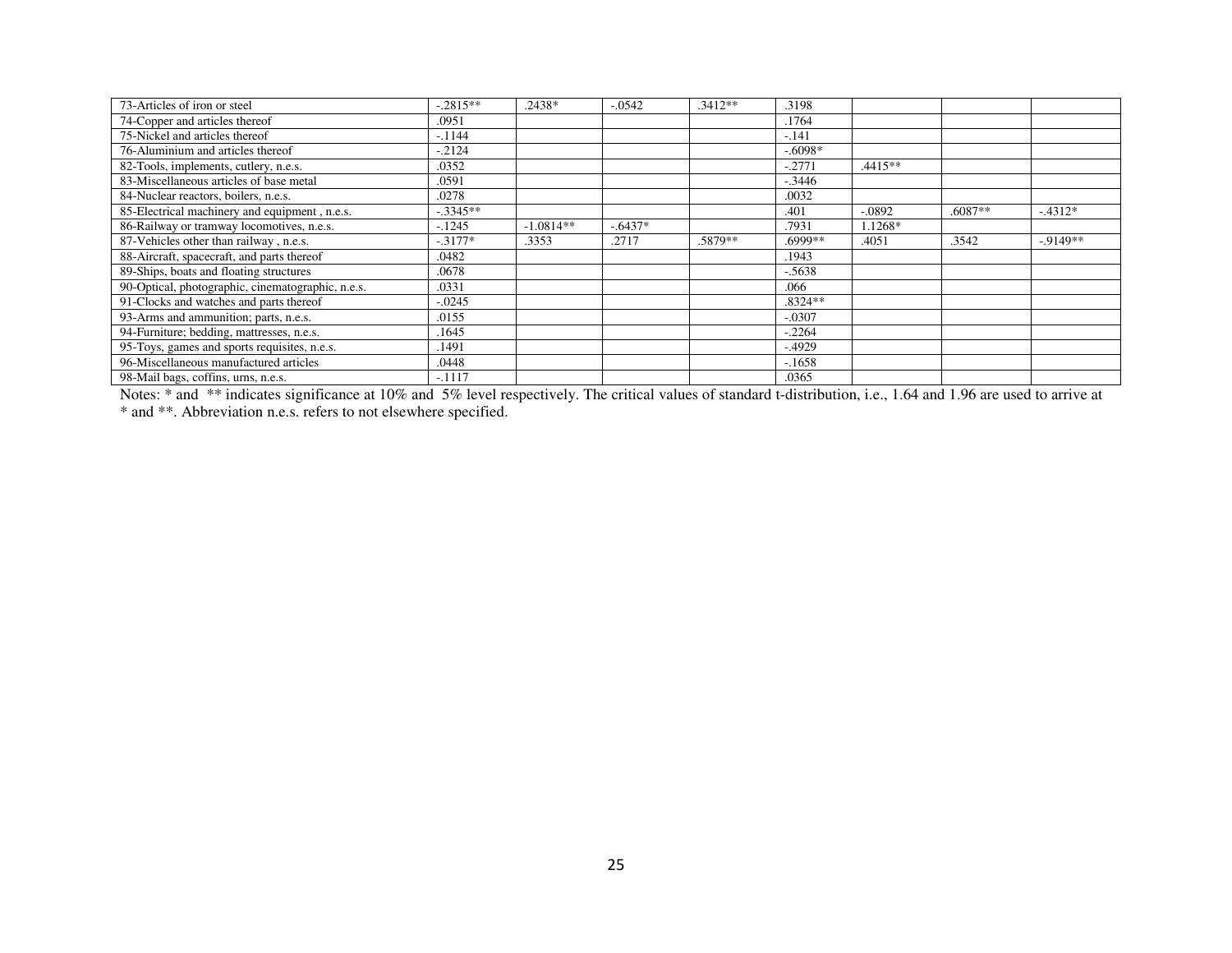| | | | | | | | | |
|---|---|---|---|---|---|---|---|---|
| 73-Articles of iron or steel | -.2815** | .2438* | -.0542 | .3412** | .3198 | | | |
| 74-Copper and articles thereof | .0951 | | | | .1764 | | | |
| 75-Nickel and articles thereof | -.1144 | | | | -.141 | | | |
| 76-Aluminium and articles thereof | -.2124 | | | | -.6098* | | | |
| 82-Tools, implements, cutlery, n.e.s. | .0352 | | | | -.2771 | .4415** | | |
| 83-Miscellaneous articles of base metal | .0591 | | | | -.3446 | | | |
| 84-Nuclear reactors, boilers, n.e.s. | .0278 | | | | .0032 | | | |
| 85-Electrical machinery and equipment , n.e.s. | -.3345** | | | | .401 | -.0892 | .6087** | -.4312* |
| 86-Railway or tramway locomotives, n.e.s. | -.1245 | -1.0814** | -.6437* | | .7931 | 1.1268* | | |
| 87-Vehicles other than railway , n.e.s. | -.3177* | .3353 | .2717 | .5879** | .6999** | .4051 | .3542 | -.9149** |
| 88-Aircraft, spacecraft, and parts thereof | .0482 | | | | .1943 | | | |
| 89-Ships, boats and floating structures | .0678 | | | | -.5638 | | | |
| 90-Optical, photographic, cinematographic, n.e.s. | .0331 | | | | .066 | | | |
| 91-Clocks and watches and parts thereof | -.0245 | | | | .8324** | | | |
| 93-Arms and ammunition; parts, n.e.s. | .0155 | | | | -.0307 | | | |
| 94-Furniture; bedding, mattresses, n.e.s. | .1645 | | | | -.2264 | | | |
| 95-Toys, games and sports requisites, n.e.s. | .1491 | | | | -.4929 | | | |
| 96-Miscellaneous manufactured articles | .0448 | | | | -.1658 | | | |
| 98-Mail bags, coffins, urns, n.e.s. | -.1117 | | | | .0365 | | | |

Notes: * and ** indicates significance at 10% and 5% level respectively. The critical values of standard t-distribution, i.e., 1.64 and 1.96 are used to arrive at * and **. Abbreviation n.e.s. refers to not elsewhere specified.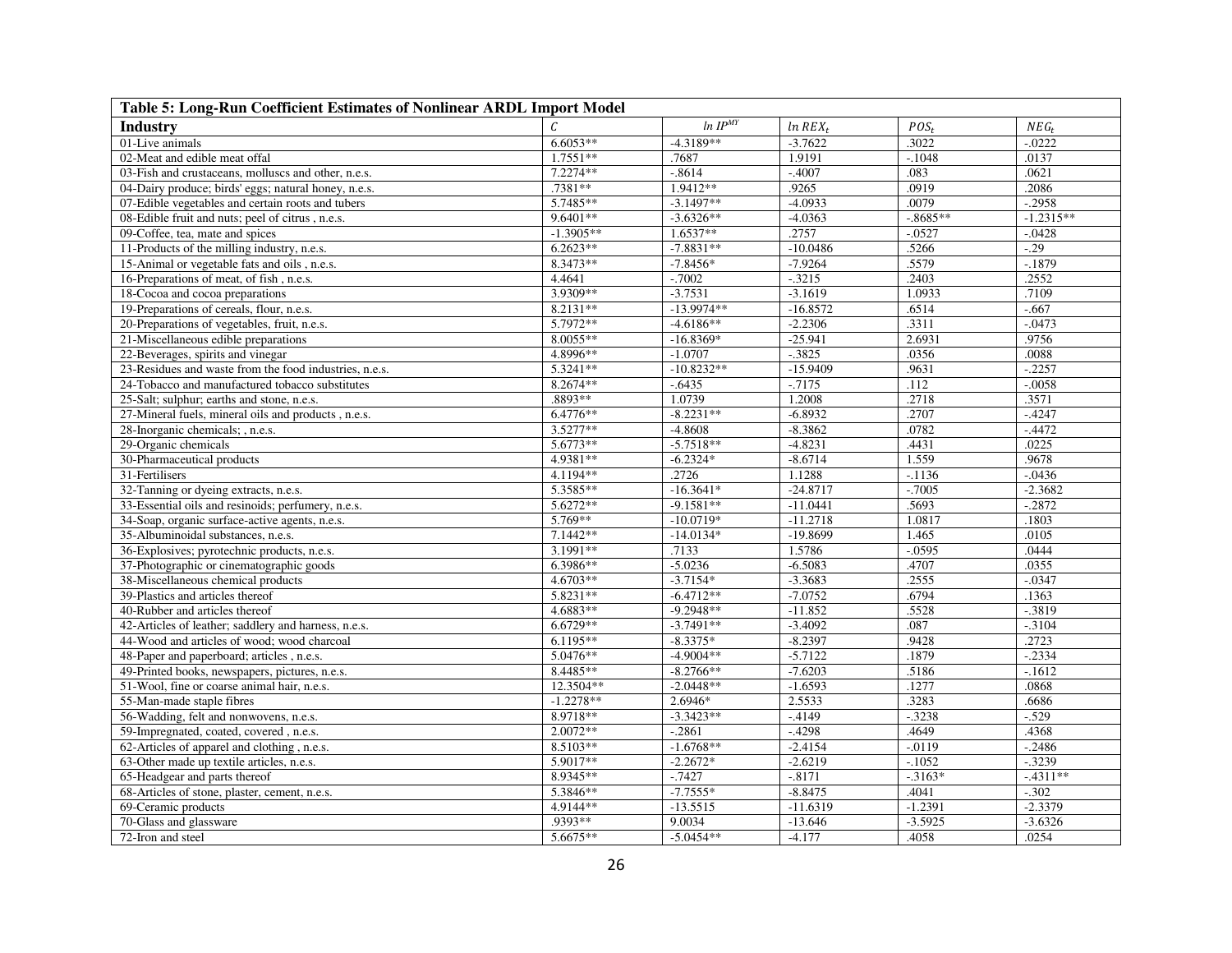**Table 5: Long-Run Coefficient Estimates of Nonlinear ARDL Import Model**

| Industry | $C$ | $ln\ IP^{MY}$ | $ln\ REX_t$ | $POS_t$ | $NEG_t$ |
|---|---|---|---|---|---|
| 01-Live animals | 6.6053** | -4.3189** | -3.7622 | .3022 | -.0222 |
| 02-Meat and edible meat offal | 1.7551** | .7687 | 1.9191 | -.1048 | .0137 |
| 03-Fish and crustaceans, molluscs and other, n.e.s. | 7.2274** | -.8614 | -.4007 | .083 | .0621 |
| 04-Dairy produce; birds' eggs; natural honey, n.e.s. | .7381** | 1.9412** | .9265 | .0919 | .2086 |
| 07-Edible vegetables and certain roots and tubers | 5.7485** | -3.1497** | -4.0933 | .0079 | -.2958 |
| 08-Edible fruit and nuts; peel of citrus , n.e.s. | 9.6401** | -3.6326** | -4.0363 | -.8685** | -1.2315** |
| 09-Coffee, tea, mate and spices | -1.3905** | 1.6537** | .2757 | -.0527 | -.0428 |
| 11-Products of the milling industry, n.e.s. | 6.2623** | -7.8831** | -10.0486 | .5266 | -.29 |
| 15-Animal or vegetable fats and oils , n.e.s. | 8.3473** | -7.8456* | -7.9264 | .5579 | -.1879 |
| 16-Preparations of meat, of fish , n.e.s. | 4.4641 | -.7002 | -.3215 | .2403 | .2552 |
| 18-Cocoa and cocoa preparations | 3.9309** | -3.7531 | -3.1619 | 1.0933 | .7109 |
| 19-Preparations of cereals, flour, n.e.s. | 8.2131** | -13.9974** | -16.8572 | .6514 | -.667 |
| 20-Preparations of vegetables, fruit, n.e.s. | 5.7972** | -4.6186** | -2.2306 | .3311 | -.0473 |
| 21-Miscellaneous edible preparations | 8.0055** | -16.8369* | -25.941 | 2.6931 | .9756 |
| 22-Beverages, spirits and vinegar | 4.8996** | -1.0707 | -.3825 | .0356 | .0088 |
| 23-Residues and waste from the food industries, n.e.s. | 5.3241** | -10.8232** | -15.9409 | .9631 | -.2257 |
| 24-Tobacco and manufactured tobacco substitutes | 8.2674** | -.6435 | -.7175 | .112 | -.0058 |
| 25-Salt; sulphur; earths and stone, n.e.s. | .8893** | 1.0739 | 1.2008 | .2718 | .3571 |
| 27-Mineral fuels, mineral oils and products , n.e.s. | 6.4776** | -8.2231** | -6.8932 | .2707 | -.4247 |
| 28-Inorganic chemicals; , n.e.s. | 3.5277** | -4.8608 | -8.3862 | .0782 | -.4472 |
| 29-Organic chemicals | 5.6773** | -5.7518** | -4.8231 | .4431 | .0225 |
| 30-Pharmaceutical products | 4.9381** | -6.2324* | -8.6714 | 1.559 | .9678 |
| 31-Fertilisers | 4.1194** | .2726 | 1.1288 | -.1136 | -.0436 |
| 32-Tanning or dyeing extracts, n.e.s. | 5.3585** | -16.3641* | -24.8717 | -.7005 | -2.3682 |
| 33-Essential oils and resinoids; perfumery, n.e.s. | 5.6272** | -9.1581** | -11.0441 | .5693 | -.2872 |
| 34-Soap, organic surface-active agents, n.e.s. | 5.769** | -10.0719* | -11.2718 | 1.0817 | .1803 |
| 35-Albuminoidal substances, n.e.s. | 7.1442** | -14.0134* | -19.8699 | 1.465 | .0105 |
| 36-Explosives; pyrotechnic products, n.e.s. | 3.1991** | .7133 | 1.5786 | -.0595 | .0444 |
| 37-Photographic or cinematographic goods | 6.3986** | -5.0236 | -6.5083 | .4707 | .0355 |
| 38-Miscellaneous chemical products | 4.6703** | -3.7154* | -3.3683 | .2555 | -.0347 |
| 39-Plastics and articles thereof | 5.8231** | -6.4712** | -7.0752 | .6794 | .1363 |
| 40-Rubber and articles thereof | 4.6883** | -9.2948** | -11.852 | .5528 | -.3819 |
| 42-Articles of leather; saddlery and harness, n.e.s. | 6.6729** | -3.7491** | -3.4092 | .087 | -.3104 |
| 44-Wood and articles of wood; wood charcoal | 6.1195** | -8.3375* | -8.2397 | .9428 | .2723 |
| 48-Paper and paperboard; articles , n.e.s. | 5.0476** | -4.9004** | -5.7122 | .1879 | -.2334 |
| 49-Printed books, newspapers, pictures, n.e.s. | 8.4485** | -8.2766** | -7.6203 | .5186 | -.1612 |
| 51-Wool, fine or coarse animal hair, n.e.s. | 12.3504** | -2.0448** | -1.6593 | .1277 | .0868 |
| 55-Man-made staple fibres | -1.2278** | 2.6946* | 2.5533 | .3283 | .6686 |
| 56-Wadding, felt and nonwovens, n.e.s. | 8.9718** | -3.3423** | -.4149 | -.3238 | -.529 |
| 59-Impregnated, coated, covered , n.e.s. | 2.0072** | -.2861 | -.4298 | .4649 | .4368 |
| 62-Articles of apparel and clothing , n.e.s. | 8.5103** | -1.6768** | -2.4154 | -.0119 | -.2486 |
| 63-Other made up textile articles, n.e.s. | 5.9017** | -2.2672* | -2.6219 | -.1052 | -.3239 |
| 65-Headgear and parts thereof | 8.9345** | -.7427 | -.8171 | -.3163* | -.4311** |
| 68-Articles of stone, plaster, cement, n.e.s. | 5.3846** | -7.7555* | -8.8475 | .4041 | -.302 |
| 69-Ceramic products | 4.9144** | -13.5515 | -11.6319 | -1.2391 | -2.3379 |
| 70-Glass and glassware | .9393** | 9.0034 | -13.646 | -3.5925 | -3.6326 |
| 72-Iron and steel | 5.6675** | -5.0454** | -4.177 | .4058 | .0254 |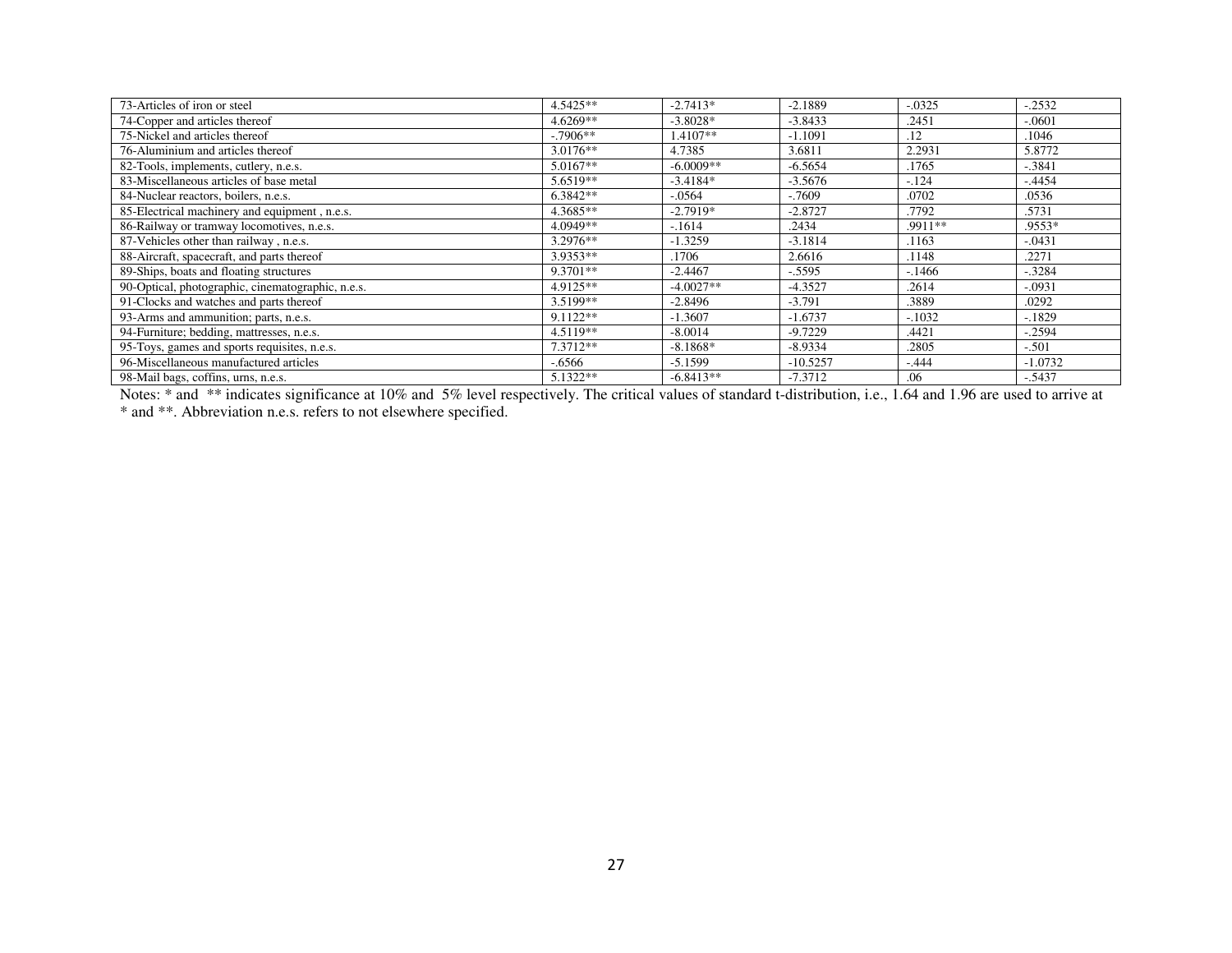| | | | | | |
|---|---|---|---|---|---|
| 73-Articles of iron or steel | 4.5425** | -2.7413* | -2.1889 | -.0325 | -.2532 |
| 74-Copper and articles thereof | 4.6269** | -3.8028* | -3.8433 | .2451 | -.0601 |
| 75-Nickel and articles thereof | -.7906** | 1.4107** | -1.1091 | .12 | .1046 |
| 76-Aluminium and articles thereof | 3.0176** | 4.7385 | 3.6811 | 2.2931 | 5.8772 |
| 82-Tools, implements, cutlery, n.e.s. | 5.0167** | -6.0009** | -6.5654 | .1765 | -.3841 |
| 83-Miscellaneous articles of base metal | 5.6519** | -3.4184* | -3.5676 | -.124 | -.4454 |
| 84-Nuclear reactors, boilers, n.e.s. | 6.3842** | -.0564 | -.7609 | .0702 | .0536 |
| 85-Electrical machinery and equipment , n.e.s. | 4.3685** | -2.7919* | -2.8727 | .7792 | .5731 |
| 86-Railway or tramway locomotives, n.e.s. | 4.0949** | -.1614 | .2434 | .9911** | .9553* |
| 87-Vehicles other than railway , n.e.s. | 3.2976** | -1.3259 | -3.1814 | .1163 | -.0431 |
| 88-Aircraft, spacecraft, and parts thereof | 3.9353** | .1706 | 2.6616 | .1148 | .2271 |
| 89-Ships, boats and floating structures | 9.3701** | -2.4467 | -.5595 | -.1466 | -.3284 |
| 90-Optical, photographic, cinematographic, n.e.s. | 4.9125** | -4.0027** | -4.3527 | .2614 | -.0931 |
| 91-Clocks and watches and parts thereof | 3.5199** | -2.8496 | -3.791 | .3889 | .0292 |
| 93-Arms and ammunition; parts, n.e.s. | 9.1122** | -1.3607 | -1.6737 | -.1032 | -.1829 |
| 94-Furniture; bedding, mattresses, n.e.s. | 4.5119** | -8.0014 | -9.7229 | .4421 | -.2594 |
| 95-Toys, games and sports requisites, n.e.s. | 7.3712** | -8.1868* | -8.9334 | .2805 | -.501 |
| 96-Miscellaneous manufactured articles | -.6566 | -5.1599 | -10.5257 | -.444 | -1.0732 |
| 98-Mail bags, coffins, urns, n.e.s. | 5.1322** | -6.8413** | -7.3712 | .06 | -.5437 |

Notes: * and ** indicates significance at 10% and 5% level respectively. The critical values of standard t-distribution, i.e., 1.64 and 1.96 are used to arrive at * and **. Abbreviation n.e.s. refers to not elsewhere specified.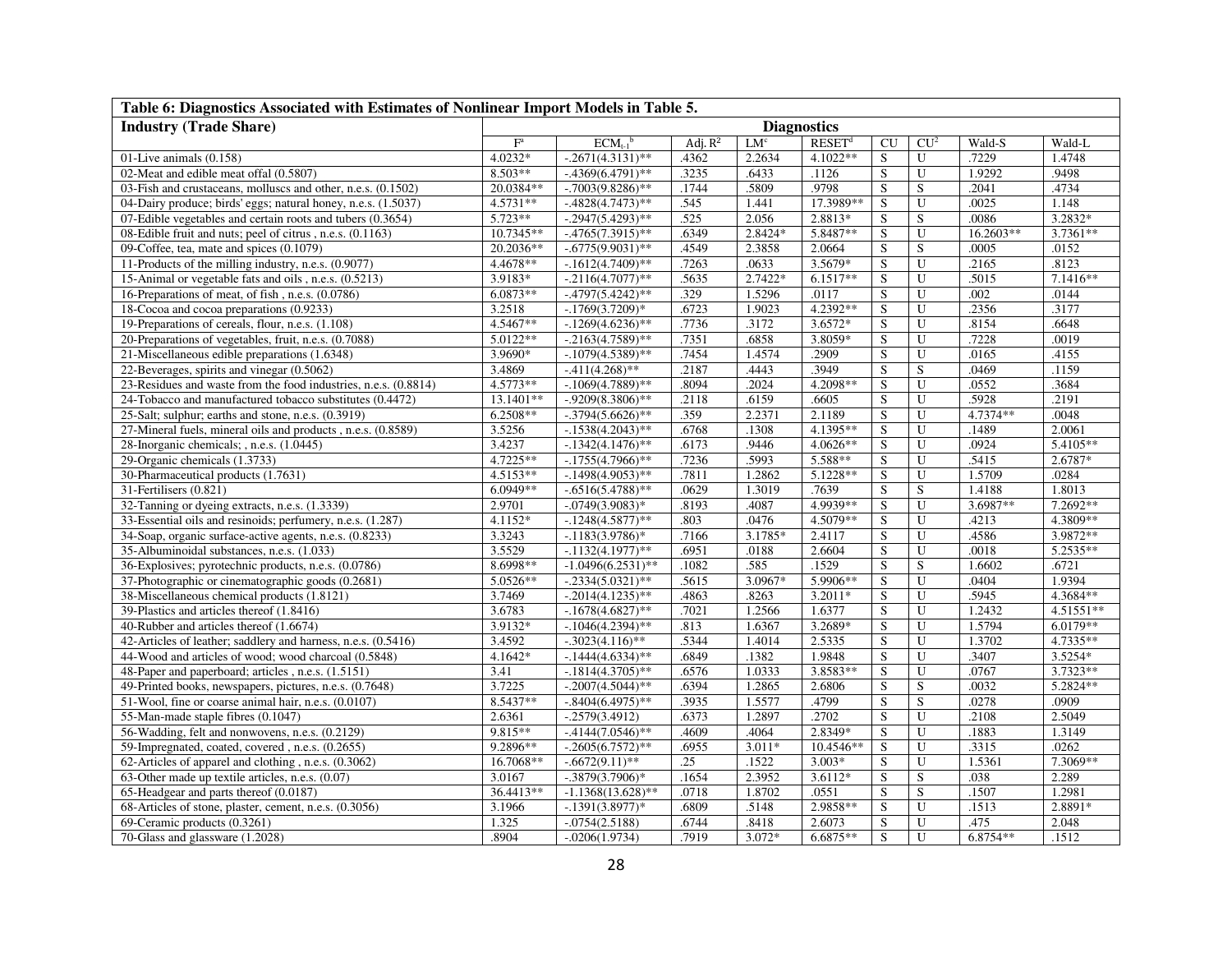**Table 6: Diagnostics Associated with Estimates of Nonlinear Import Models in Table 5.**

| Industry (Trade Share) | Diagnostics | | | | | | | | |
|---|---|---|---|---|---|---|---|---|---|
| | $F^a$ | $ECM_{t-1}{}^b$ | Adj. $R^2$ | $LM^c$ | $RESET^d$ | CU | $CU^2$ | Wald-S | Wald-L |
| 01-Live animals (0.158) | 4.0232* | -.2671(4.3131)** | .4362 | 2.2634 | 4.1022** | S | U | .7229 | 1.4748 |
| 02-Meat and edible meat offal (0.5807) | 8.503** | -.4369(6.4791)** | .3235 | .6433 | .1126 | S | U | 1.9292 | .9498 |
| 03-Fish and crustaceans, molluscs and other, n.e.s. (0.1502) | 20.0384** | -.7003(9.8286)** | .1744 | .5809 | .9798 | S | S | .2041 | .4734 |
| 04-Dairy produce; birds' eggs; natural honey, n.e.s. (1.5037) | 4.5731** | -.4828(4.7473)** | .545 | 1.441 | 17.3989** | S | U | .0025 | 1.148 |
| 07-Edible vegetables and certain roots and tubers (0.3654) | 5.723** | -.2947(5.4293)** | .525 | 2.056 | 2.8813* | S | S | .0086 | 3.2832* |
| 08-Edible fruit and nuts; peel of citrus , n.e.s. (0.1163) | 10.7345** | -.4765(7.3915)** | .6349 | 2.8424* | 5.8487** | S | U | 16.2603** | 3.7361** |
| 09-Coffee, tea, mate and spices (0.1079) | 20.2036** | -.6775(9.9031)** | .4549 | 2.3858 | 2.0664 | S | S | .0005 | .0152 |
| 11-Products of the milling industry, n.e.s. (0.9077) | 4.4678** | -.1612(4.7409)** | .7263 | .0633 | 3.5679* | S | U | .2165 | .8123 |
| 15-Animal or vegetable fats and oils , n.e.s. (0.5213) | 3.9183* | -.2116(4.7077)** | .5635 | 2.7422* | 6.1517** | S | U | .5015 | 7.1416** |
| 16-Preparations of meat, of fish , n.e.s. (0.0786) | 6.0873** | -.4797(5.4242)** | .329 | 1.5296 | .0117 | S | U | .002 | .0144 |
| 18-Cocoa and cocoa preparations (0.9233) | 3.2518 | -.1769(3.7209)* | .6723 | 1.9023 | 4.2392** | S | U | .2356 | .3177 |
| 19-Preparations of cereals, flour, n.e.s. (1.108) | 4.5467** | -.1269(4.6236)** | .7736 | .3172 | 3.6572* | S | U | .8154 | .6648 |
| 20-Preparations of vegetables, fruit, n.e.s. (0.7088) | 5.0122** | -.2163(4.7589)** | .7351 | .6858 | 3.8059* | S | U | .7228 | .0019 |
| 21-Miscellaneous edible preparations (1.6348) | 3.9690* | -.1079(4.5389)** | .7454 | 1.4574 | .2909 | S | U | .0165 | .4155 |
| 22-Beverages, spirits and vinegar (0.5062) | 3.4869 | -.411(4.268)** | .2187 | .4443 | .3949 | S | S | .0469 | .1159 |
| 23-Residues and waste from the food industries, n.e.s. (0.8814) | 4.5773** | -.1069(4.7889)** | .8094 | .2024 | 4.2098** | S | U | .0552 | .3684 |
| 24-Tobacco and manufactured tobacco substitutes (0.4472) | 13.1401** | -.9209(8.3806)** | .2118 | .6159 | .6605 | S | U | .5928 | .2191 |
| 25-Salt; sulphur; earths and stone, n.e.s. (0.3919) | 6.2508** | -.3794(5.6626)** | .359 | 2.2371 | 2.1189 | S | U | 4.7374** | .0048 |
| 27-Mineral fuels, mineral oils and products , n.e.s. (0.8589) | 3.5256 | -.1538(4.2043)** | .6768 | .1308 | 4.1395** | S | U | .1489 | 2.0061 |
| 28-Inorganic chemicals; , n.e.s. (1.0445) | 3.4237 | -.1342(4.1476)** | .6173 | .9446 | 4.0626** | S | U | .0924 | 5.4105** |
| 29-Organic chemicals (1.3733) | 4.7225** | -.1755(4.7966)** | .7236 | .5993 | 5.588** | S | U | .5415 | 2.6787* |
| 30-Pharmaceutical products (1.7631) | 4.5153** | -.1498(4.9053)** | .7811 | 1.2862 | 5.1228** | S | U | 1.5709 | .0284 |
| 31-Fertilisers (0.821) | 6.0949** | -.6516(5.4788)** | .0629 | 1.3019 | .7639 | S | S | 1.4188 | 1.8013 |
| 32-Tanning or dyeing extracts, n.e.s. (1.3339) | 2.9701 | -.0749(3.9083)* | .8193 | .4087 | 4.9939** | S | U | 3.6987** | 7.2692** |
| 33-Essential oils and resinoids; perfumery, n.e.s. (1.287) | 4.1152* | -.1248(4.5877)** | .803 | .0476 | 4.5079** | S | U | .4213 | 4.3809** |
| 34-Soap, organic surface-active agents, n.e.s. (0.8233) | 3.3243 | -.1183(3.9786)* | .7166 | 3.1785* | 2.4117 | S | U | .4586 | 3.9872** |
| 35-Albuminoidal substances, n.e.s. (1.033) | 3.5529 | -.1132(4.1977)** | .6951 | .0188 | 2.6604 | S | U | .0018 | 5.2535** |
| 36-Explosives; pyrotechnic products, n.e.s. (0.0786) | 8.6998** | -1.0496(6.2531)** | .1082 | .585 | .1529 | S | S | 1.6602 | .6721 |
| 37-Photographic or cinematographic goods (0.2681) | 5.0526** | -.2334(5.0321)** | .5615 | 3.0967* | 5.9906** | S | U | .0404 | 1.9394 |
| 38-Miscellaneous chemical products (1.8121) | 3.7469 | -.2014(4.1235)** | .4863 | .8263 | 3.2011* | S | U | .5945 | 4.3684** |
| 39-Plastics and articles thereof (1.8416) | 3.6783 | -.1678(4.6827)** | .7021 | 1.2566 | 1.6377 | S | U | 1.2432 | 4.51551** |
| 40-Rubber and articles thereof (1.6674) | 3.9132* | -.1046(4.2394)** | .813 | 1.6367 | 3.2689* | S | U | 1.5794 | 6.0179** |
| 42-Articles of leather; saddlery and harness, n.e.s. (0.5416) | 3.4592 | -.3023(4.116)** | .5344 | 1.4014 | 2.5335 | S | U | 1.3702 | 4.7335** |
| 44-Wood and articles of wood; wood charcoal (0.5848) | 4.1642* | -.1444(4.6334)** | .6849 | .1382 | 1.9848 | S | U | .3407 | 3.5254* |
| 48-Paper and paperboard; articles , n.e.s. (1.5151) | 3.41 | -.1814(4.3705)** | .6576 | 1.0333 | 3.8583** | S | U | .0767 | 3.7323** |
| 49-Printed books, newspapers, pictures, n.e.s. (0.7648) | 3.7225 | -.2007(4.5044)** | .6394 | 1.2865 | 2.6806 | S | S | .0032 | 5.2824** |
| 51-Wool, fine or coarse animal hair, n.e.s. (0.0107) | 8.5437** | -.8404(6.4975)** | .3935 | 1.5577 | .4799 | S | S | .0278 | .0909 |
| 55-Man-made staple fibres (0.1047) | 2.6361 | -.2579(3.4912) | .6373 | 1.2897 | .2702 | S | U | .2108 | 2.5049 |
| 56-Wadding, felt and nonwovens, n.e.s. (0.2129) | 9.815** | -.4144(7.0546)** | .4609 | .4064 | 2.8349* | S | U | .1883 | 1.3149 |
| 59-Impregnated, coated, covered , n.e.s. (0.2655) | 9.2896** | -.2605(6.7572)** | .6955 | 3.011* | 10.4546** | S | U | .3315 | .0262 |
| 62-Articles of apparel and clothing , n.e.s. (0.3062) | 16.7068** | -.6672(9.11)** | .25 | .1522 | 3.003* | S | U | 1.5361 | 7.3069** |
| 63-Other made up textile articles, n.e.s. (0.07) | 3.0167 | -.3879(3.7906)* | .1654 | 2.3952 | 3.6112* | S | S | .038 | 2.289 |
| 65-Headgear and parts thereof (0.0187) | 36.4413** | -1.1368(13.628)** | .0718 | 1.8702 | .0551 | S | S | .1507 | 1.2981 |
| 68-Articles of stone, plaster, cement, n.e.s. (0.3056) | 3.1966 | -.1391(3.8977)* | .6809 | .5148 | 2.9858** | S | U | .1513 | 2.8891* |
| 69-Ceramic products (0.3261) | 1.325 | -.0754(2.5188) | .6744 | .8418 | 2.6073 | S | U | .475 | 2.048 |
| 70-Glass and glassware (1.2028) | .8904 | -.0206(1.9734) | .7919 | 3.072* | 6.6875** | S | U | 6.8754** | .1512 |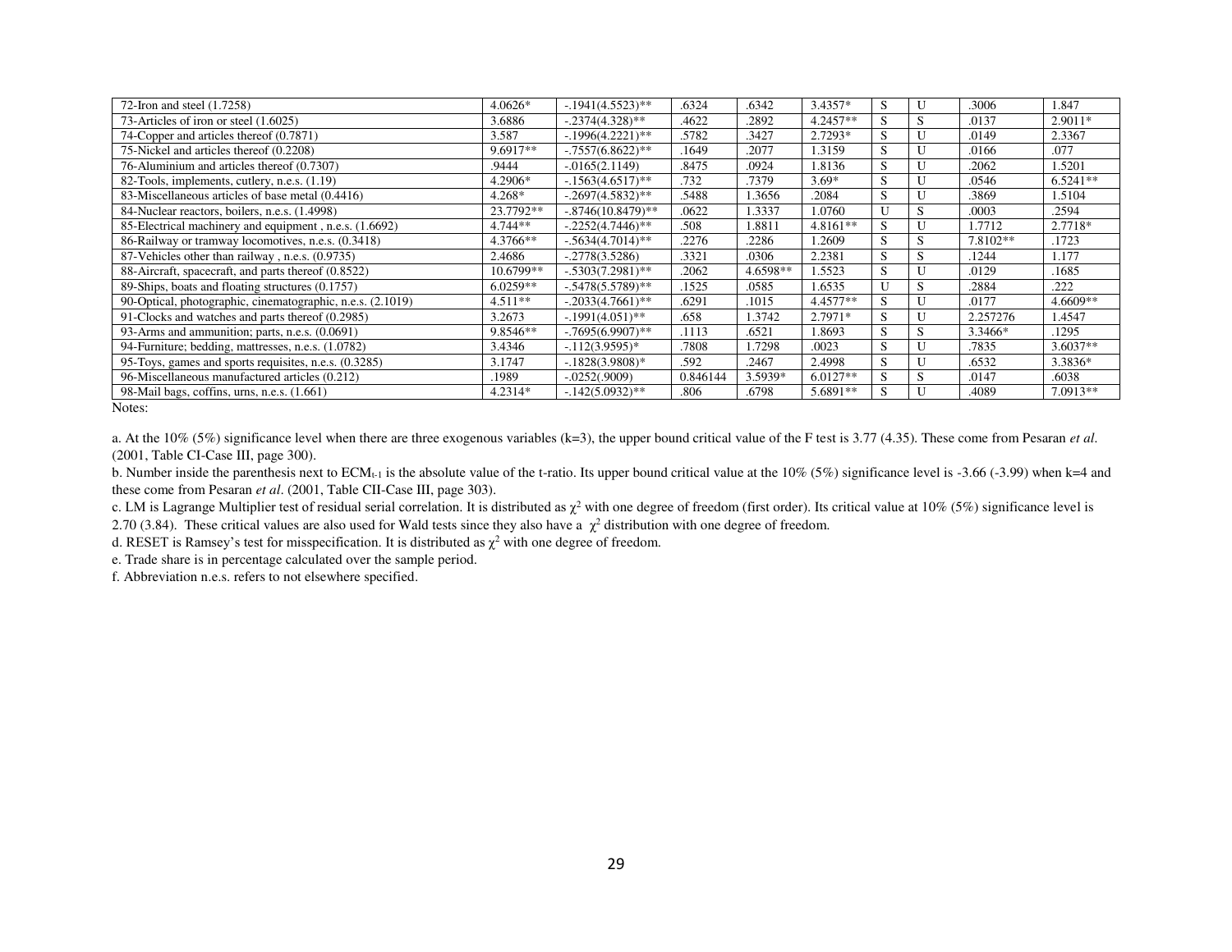| | | | | | | | | | |
|---|---|---|---|---|---|---|---|---|---|
| 72-Iron and steel (1.7258) | 4.0626* | -.1941(4.5523)** | .6324 | .6342 | 3.4357* | S | U | .3006 | 1.847 |
| 73-Articles of iron or steel (1.6025) | 3.6886 | -.2374(4.328)** | .4622 | .2892 | 4.2457** | S | S | .0137 | 2.9011* |
| 74-Copper and articles thereof (0.7871) | 3.587 | -.1996(4.2221)** | .5782 | .3427 | 2.7293* | S | U | .0149 | 2.3367 |
| 75-Nickel and articles thereof (0.2208) | 9.6917** | -.7557(6.8622)** | .1649 | .2077 | 1.3159 | S | U | .0166 | .077 |
| 76-Aluminium and articles thereof (0.7307) | .9444 | -.0165(2.1149) | .8475 | .0924 | 1.8136 | S | U | .2062 | 1.5201 |
| 82-Tools, implements, cutlery, n.e.s. (1.19) | 4.2906* | -.1563(4.6517)** | .732 | .7379 | 3.69* | S | U | .0546 | 6.5241** |
| 83-Miscellaneous articles of base metal (0.4416) | 4.268* | -.2697(4.5832)** | .5488 | 1.3656 | .2084 | S | U | .3869 | 1.5104 |
| 84-Nuclear reactors, boilers, n.e.s. (1.4998) | 23.7792** | -.8746(10.8479)** | .0622 | 1.3337 | 1.0760 | U | S | .0003 | .2594 |
| 85-Electrical machinery and equipment , n.e.s. (1.6692) | 4.744** | -.2252(4.7446)** | .508 | 1.8811 | 4.8161** | S | U | 1.7712 | 2.7718* |
| 86-Railway or tramway locomotives, n.e.s. (0.3418) | 4.3766** | -.5634(4.7014)** | .2276 | .2286 | 1.2609 | S | S | 7.8102** | .1723 |
| 87-Vehicles other than railway , n.e.s. (0.9735) | 2.4686 | -.2778(3.5286) | .3321 | .0306 | 2.2381 | S | S | .1244 | 1.177 |
| 88-Aircraft, spacecraft, and parts thereof (0.8522) | 10.6799** | -.5303(7.2981)** | .2062 | 4.6598** | 1.5523 | S | U | .0129 | .1685 |
| 89-Ships, boats and floating structures (0.1757) | 6.0259** | -.5478(5.5789)** | .1525 | .0585 | 1.6535 | U | S | .2884 | .222 |
| 90-Optical, photographic, cinematographic, n.e.s. (2.1019) | 4.511** | -.2033(4.7661)** | .6291 | .1015 | 4.4577** | S | U | .0177 | 4.6609** |
| 91-Clocks and watches and parts thereof (0.2985) | 3.2673 | -.1991(4.051)** | .658 | 1.3742 | 2.7971* | S | U | 2.257276 | 1.4547 |
| 93-Arms and ammunition; parts, n.e.s. (0.0691) | 9.8546** | -.7695(6.9907)** | .1113 | .6521 | 1.8693 | S | S | 3.3466* | .1295 |
| 94-Furniture; bedding, mattresses, n.e.s. (1.0782) | 3.4346 | -.112(3.9595)* | .7808 | 1.7298 | .0023 | S | U | .7835 | 3.6037** |
| 95-Toys, games and sports requisites, n.e.s. (0.3285) | 3.1747 | -.1828(3.9808)* | .592 | .2467 | 2.4998 | S | U | .6532 | 3.3836* |
| 96-Miscellaneous manufactured articles (0.212) | .1989 | -.0252(.9009) | 0.846144 | 3.5939* | 6.0127** | S | S | .0147 | .6038 |
| 98-Mail bags, coffins, urns, n.e.s. (1.661) | 4.2314* | -.142(5.0932)** | .806 | .6798 | 5.6891** | S | U | .4089 | 7.0913** |

Notes:

a. At the 10% (5%) significance level when there are three exogenous variables (k=3), the upper bound critical value of the F test is 3.77 (4.35). These come from Pesaran *et al*. (2001, Table CI-Case III, page 300).

b. Number inside the parenthesis next to $ECM_{t-1}$ is the absolute value of the t-ratio. Its upper bound critical value at the 10% (5%) significance level is -3.66 (-3.99) when k=4 and these come from Pesaran *et al*. (2001, Table CII-Case III, page 303).

c. LM is Lagrange Multiplier test of residual serial correlation. It is distributed as $\chi^2$ with one degree of freedom (first order). Its critical value at 10% (5%) significance level is 2.70 (3.84). These critical values are also used for Wald tests since they also have a $\chi^2$ distribution with one degree of freedom.

d. RESET is Ramsey's test for misspecification. It is distributed as $\chi^2$ with one degree of freedom.

e. Trade share is in percentage calculated over the sample period.

f. Abbreviation n.e.s. refers to not elsewhere specified.